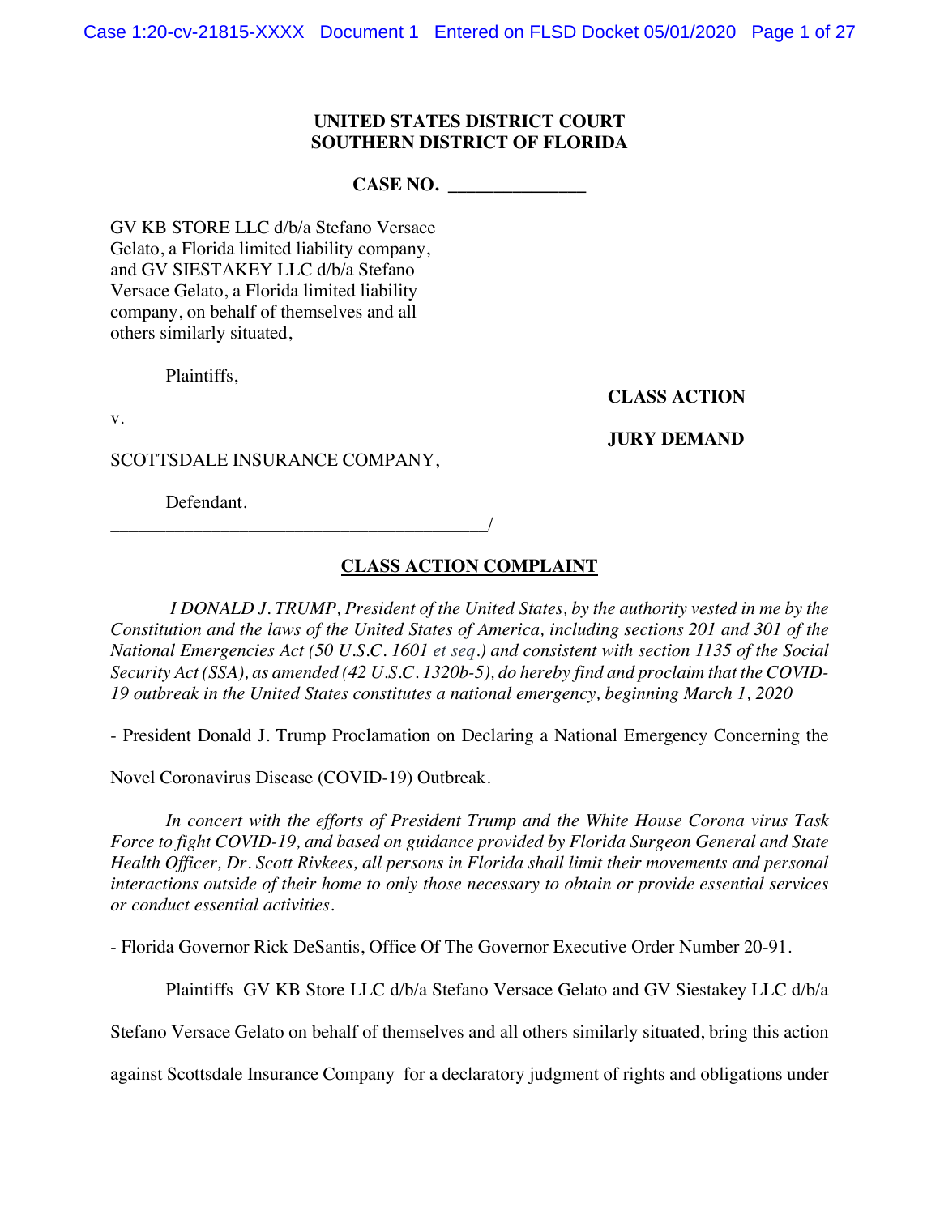**UNITED STATES DISTRICT COURT**
**SOUTHERN DISTRICT OF FLORIDA**

**CASE NO. \_\_\_\_\_\_\_\_\_\_\_\_\_\_**

GV KB STORE LLC d/b/a Stefano Versace Gelato, a Florida limited liability company, and GV SIESTAKEY LLC d/b/a Stefano Versace Gelato, a Florida limited liability company, on behalf of themselves and all others similarly situated,

Plaintiffs,

v.

SCOTTSDALE INSURANCE COMPANY,

Defendant.
\_\_\_\_\_\_\_\_\_\_\_\_\_\_\_\_\_\_\_\_\_\_\_\_\_\_\_\_\_\_\_\_\_\_\_\_\_\_\_\_/

**CLASS ACTION**

**JURY DEMAND**

## CLASS ACTION COMPLAINT

*I DONALD J. TRUMP, President of the United States, by the authority vested in me by the Constitution and the laws of the United States of America, including sections 201 and 301 of the National Emergencies Act (50 U.S.C. 1601 et seq.) and consistent with section 1135 of the Social Security Act (SSA), as amended (42 U.S.C. 1320b-5), do hereby find and proclaim that the COVID-19 outbreak in the United States constitutes a national emergency, beginning March 1, 2020*

\- President Donald J. Trump Proclamation on Declaring a National Emergency Concerning the Novel Coronavirus Disease (COVID-19) Outbreak.

*In concert with the efforts of President Trump and the White House Corona virus Task Force to fight COVID-19, and based on guidance provided by Florida Surgeon General and State Health Officer, Dr. Scott Rivkees, all persons in Florida shall limit their movements and personal interactions outside of their home to only those necessary to obtain or provide essential services or conduct essential activities.*

\- Florida Governor Rick DeSantis, Office Of The Governor Executive Order Number 20-91.

Plaintiffs GV KB Store LLC d/b/a Stefano Versace Gelato and GV Siestakey LLC d/b/a Stefano Versace Gelato on behalf of themselves and all others similarly situated, bring this action against Scottsdale Insurance Company for a declaratory judgment of rights and obligations under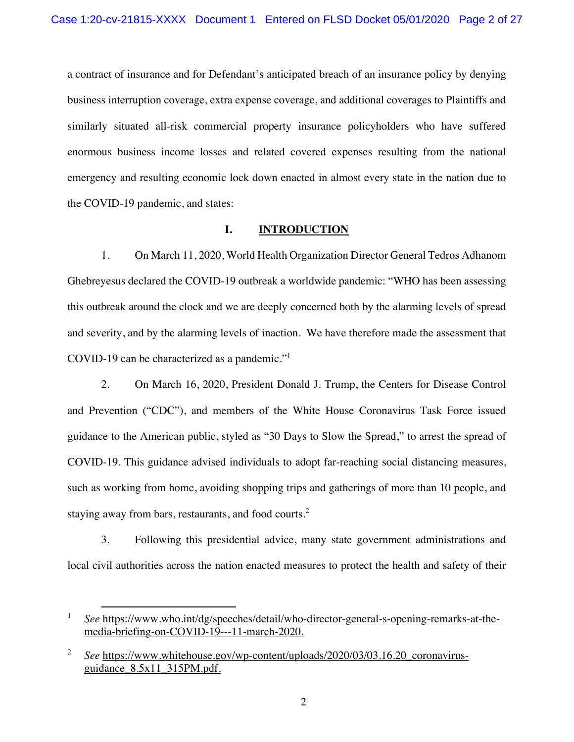a contract of insurance and for Defendant's anticipated breach of an insurance policy by denying business interruption coverage, extra expense coverage, and additional coverages to Plaintiffs and similarly situated all-risk commercial property insurance policyholders who have suffered enormous business income losses and related covered expenses resulting from the national emergency and resulting economic lock down enacted in almost every state in the nation due to the COVID-19 pandemic, and states:

## I. INTRODUCTION

1. On March 11, 2020, World Health Organization Director General Tedros Adhanom Ghebreyesus declared the COVID-19 outbreak a worldwide pandemic: "WHO has been assessing this outbreak around the clock and we are deeply concerned both by the alarming levels of spread and severity, and by the alarming levels of inaction. We have therefore made the assessment that COVID-19 can be characterized as a pandemic."[1]

2. On March 16, 2020, President Donald J. Trump, the Centers for Disease Control and Prevention ("CDC"), and members of the White House Coronavirus Task Force issued guidance to the American public, styled as "30 Days to Slow the Spread," to arrest the spread of COVID-19. This guidance advised individuals to adopt far-reaching social distancing measures, such as working from home, avoiding shopping trips and gatherings of more than 10 people, and staying away from bars, restaurants, and food courts.[2]

3. Following this presidential advice, many state government administrations and local civil authorities across the nation enacted measures to protect the health and safety of their

---

[1] *See* https://www.who.int/dg/speeches/detail/who-director-general-s-opening-remarks-at-the-media-briefing-on-COVID-19---11-march-2020.

[2] *See* https://www.whitehouse.gov/wp-content/uploads/2020/03/03.16.20_coronavirus-guidance_8.5x11_315PM.pdf.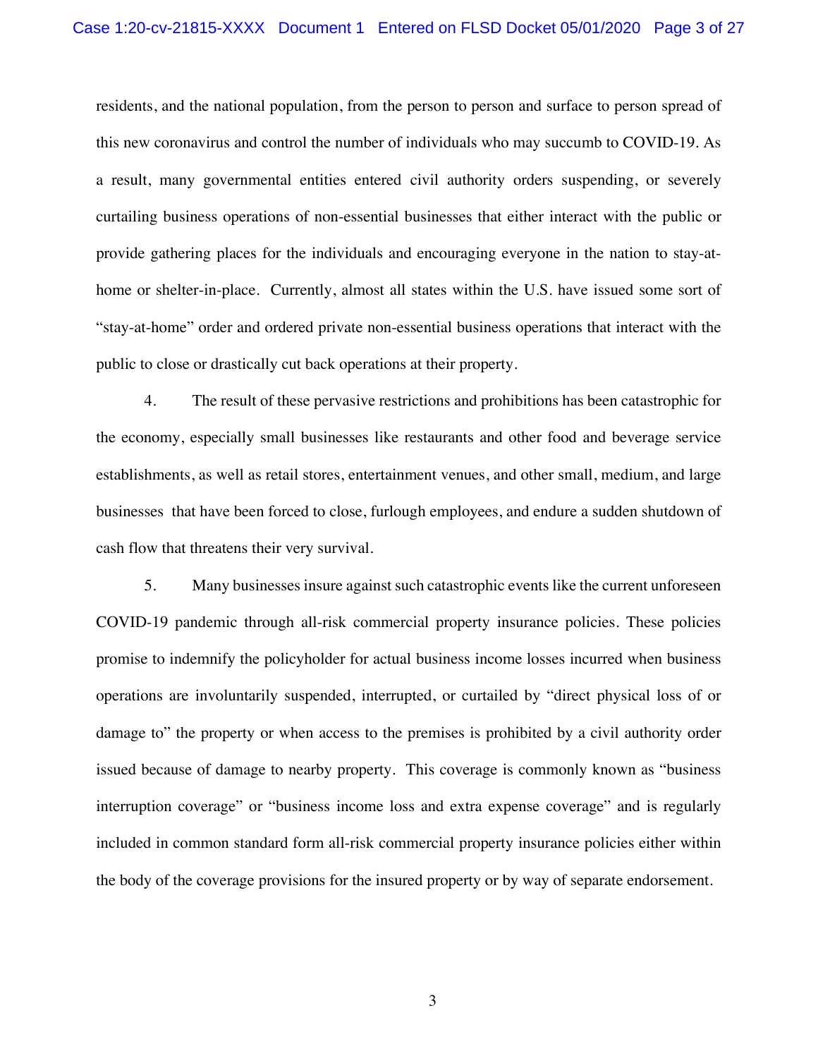residents, and the national population, from the person to person and surface to person spread of this new coronavirus and control the number of individuals who may succumb to COVID-19. As a result, many governmental entities entered civil authority orders suspending, or severely curtailing business operations of non-essential businesses that either interact with the public or provide gathering places for the individuals and encouraging everyone in the nation to stay-at-home or shelter-in-place. Currently, almost all states within the U.S. have issued some sort of "stay-at-home" order and ordered private non-essential business operations that interact with the public to close or drastically cut back operations at their property.

4. The result of these pervasive restrictions and prohibitions has been catastrophic for the economy, especially small businesses like restaurants and other food and beverage service establishments, as well as retail stores, entertainment venues, and other small, medium, and large businesses that have been forced to close, furlough employees, and endure a sudden shutdown of cash flow that threatens their very survival.

5. Many businesses insure against such catastrophic events like the current unforeseen COVID-19 pandemic through all-risk commercial property insurance policies. These policies promise to indemnify the policyholder for actual business income losses incurred when business operations are involuntarily suspended, interrupted, or curtailed by "direct physical loss of or damage to" the property or when access to the premises is prohibited by a civil authority order issued because of damage to nearby property. This coverage is commonly known as "business interruption coverage" or "business income loss and extra expense coverage" and is regularly included in common standard form all-risk commercial property insurance policies either within the body of the coverage provisions for the insured property or by way of separate endorsement.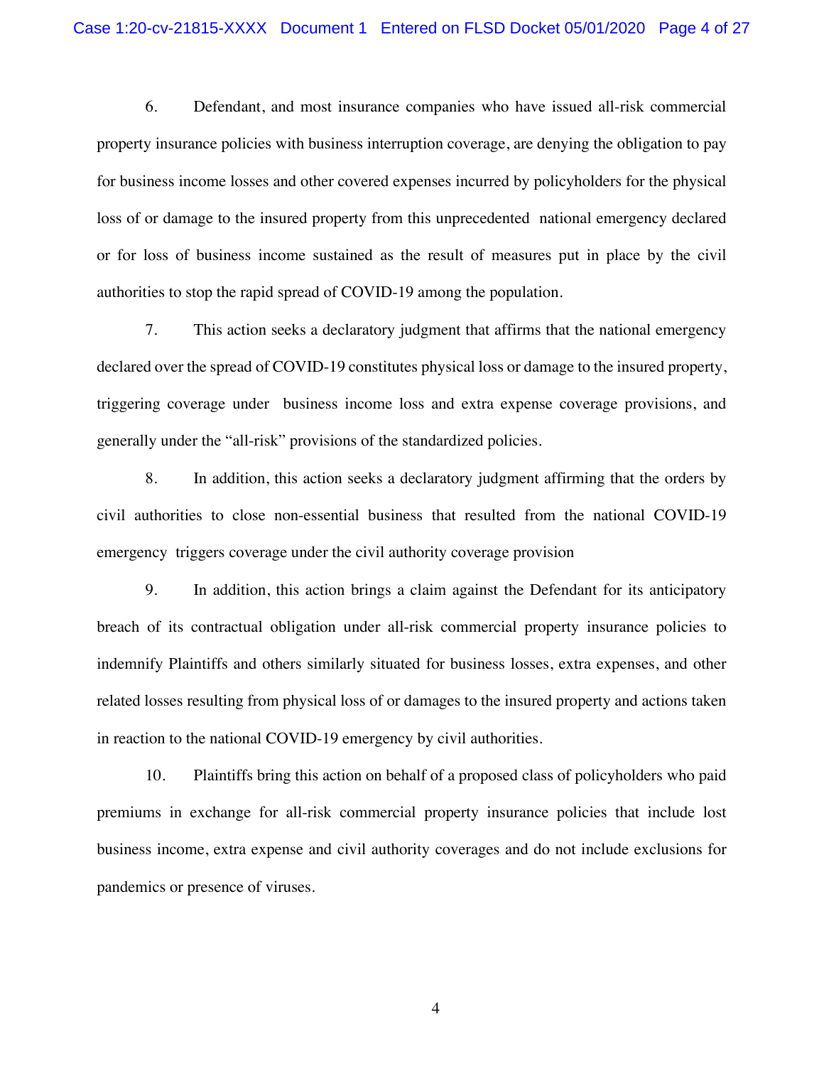6. Defendant, and most insurance companies who have issued all-risk commercial property insurance policies with business interruption coverage, are denying the obligation to pay for business income losses and other covered expenses incurred by policyholders for the physical loss of or damage to the insured property from this unprecedented national emergency declared or for loss of business income sustained as the result of measures put in place by the civil authorities to stop the rapid spread of COVID-19 among the population.

7. This action seeks a declaratory judgment that affirms that the national emergency declared over the spread of COVID-19 constitutes physical loss or damage to the insured property, triggering coverage under business income loss and extra expense coverage provisions, and generally under the "all-risk" provisions of the standardized policies.

8. In addition, this action seeks a declaratory judgment affirming that the orders by civil authorities to close non-essential business that resulted from the national COVID-19 emergency triggers coverage under the civil authority coverage provision

9. In addition, this action brings a claim against the Defendant for its anticipatory breach of its contractual obligation under all-risk commercial property insurance policies to indemnify Plaintiffs and others similarly situated for business losses, extra expenses, and other related losses resulting from physical loss of or damages to the insured property and actions taken in reaction to the national COVID-19 emergency by civil authorities.

10. Plaintiffs bring this action on behalf of a proposed class of policyholders who paid premiums in exchange for all-risk commercial property insurance policies that include lost business income, extra expense and civil authority coverages and do not include exclusions for pandemics or presence of viruses.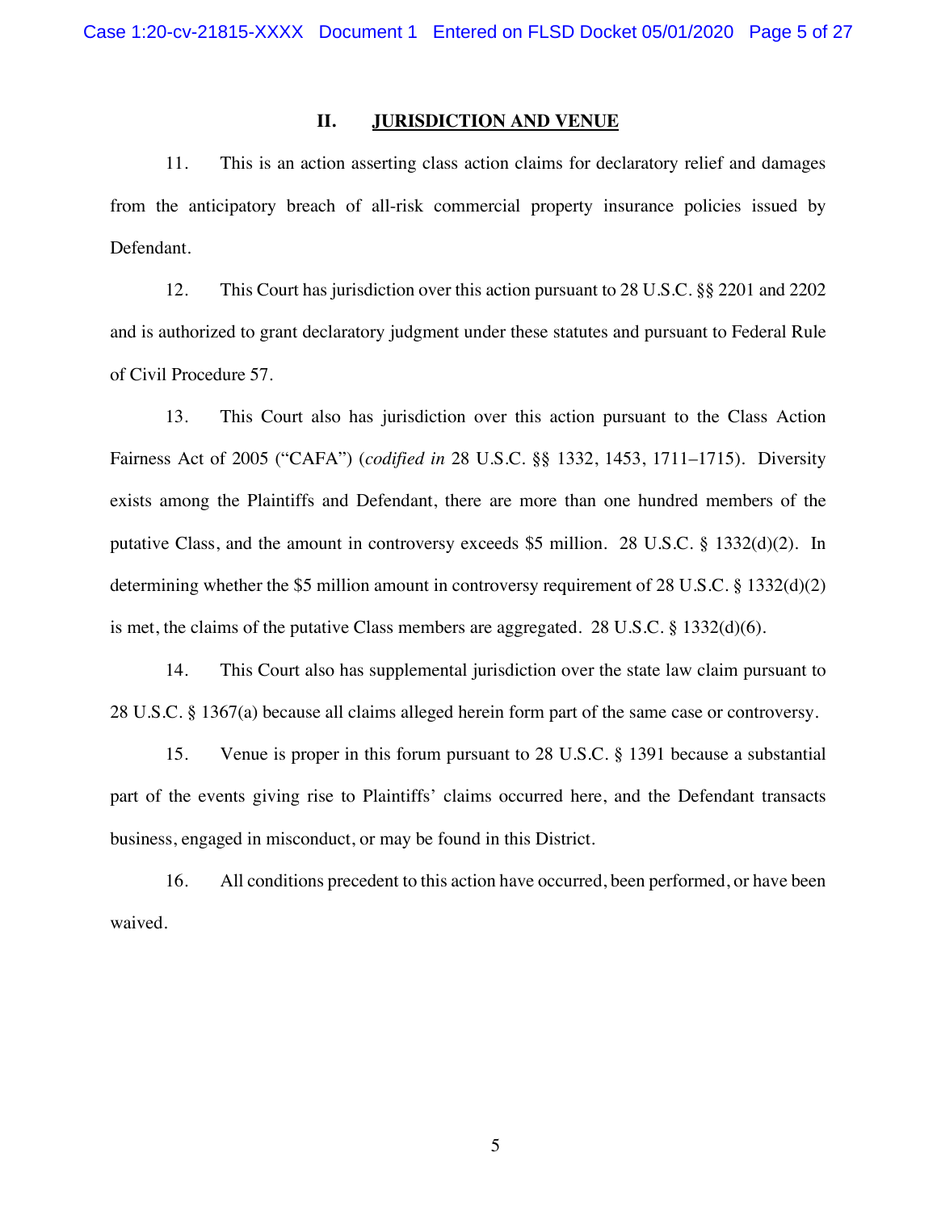## II. JURISDICTION AND VENUE

11. This is an action asserting class action claims for declaratory relief and damages from the anticipatory breach of all-risk commercial property insurance policies issued by Defendant.

12. This Court has jurisdiction over this action pursuant to 28 U.S.C. §§ 2201 and 2202 and is authorized to grant declaratory judgment under these statutes and pursuant to Federal Rule of Civil Procedure 57.

13. This Court also has jurisdiction over this action pursuant to the Class Action Fairness Act of 2005 ("CAFA") (*codified in* 28 U.S.C. §§ 1332, 1453, 1711–1715). Diversity exists among the Plaintiffs and Defendant, there are more than one hundred members of the putative Class, and the amount in controversy exceeds $5 million. 28 U.S.C. § 1332(d)(2). In determining whether the $5 million amount in controversy requirement of 28 U.S.C. § 1332(d)(2) is met, the claims of the putative Class members are aggregated. 28 U.S.C. § 1332(d)(6).

14. This Court also has supplemental jurisdiction over the state law claim pursuant to 28 U.S.C. § 1367(a) because all claims alleged herein form part of the same case or controversy.

15. Venue is proper in this forum pursuant to 28 U.S.C. § 1391 because a substantial part of the events giving rise to Plaintiffs' claims occurred here, and the Defendant transacts business, engaged in misconduct, or may be found in this District.

16. All conditions precedent to this action have occurred, been performed, or have been waived.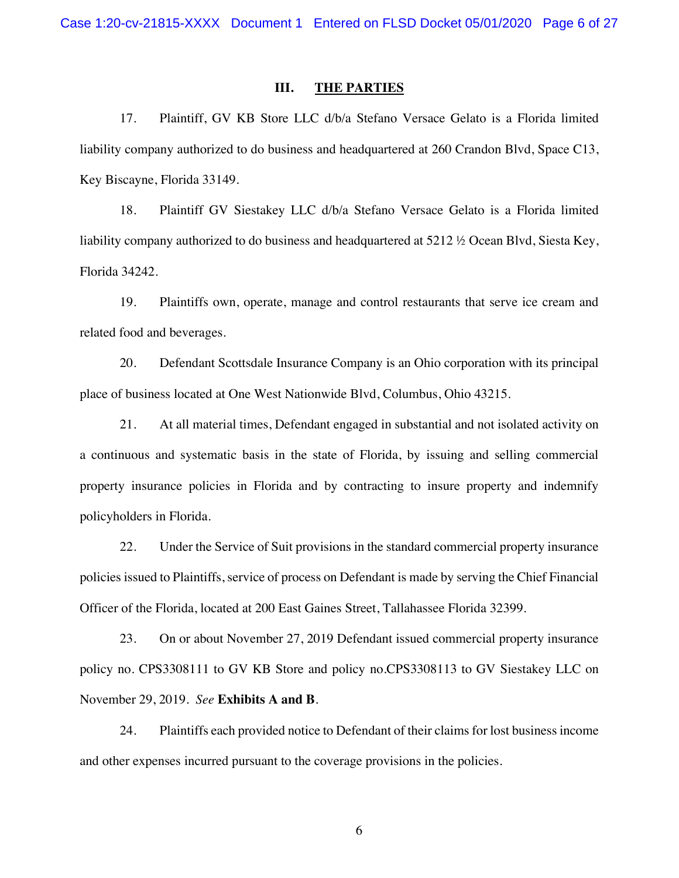## III. THE PARTIES

17. Plaintiff, GV KB Store LLC d/b/a Stefano Versace Gelato is a Florida limited liability company authorized to do business and headquartered at 260 Crandon Blvd, Space C13, Key Biscayne, Florida 33149.

18. Plaintiff GV Siestakey LLC d/b/a Stefano Versace Gelato is a Florida limited liability company authorized to do business and headquartered at 5212 ½ Ocean Blvd, Siesta Key, Florida 34242.

19. Plaintiffs own, operate, manage and control restaurants that serve ice cream and related food and beverages.

20. Defendant Scottsdale Insurance Company is an Ohio corporation with its principal place of business located at One West Nationwide Blvd, Columbus, Ohio 43215.

21. At all material times, Defendant engaged in substantial and not isolated activity on a continuous and systematic basis in the state of Florida, by issuing and selling commercial property insurance policies in Florida and by contracting to insure property and indemnify policyholders in Florida.

22. Under the Service of Suit provisions in the standard commercial property insurance policies issued to Plaintiffs, service of process on Defendant is made by serving the Chief Financial Officer of the Florida, located at 200 East Gaines Street, Tallahassee Florida 32399.

23. On or about November 27, 2019 Defendant issued commercial property insurance policy no. CPS3308111 to GV KB Store and policy no.CPS3308113 to GV Siestakey LLC on November 29, 2019. *See* **Exhibits A and B**.

24. Plaintiffs each provided notice to Defendant of their claims for lost business income and other expenses incurred pursuant to the coverage provisions in the policies.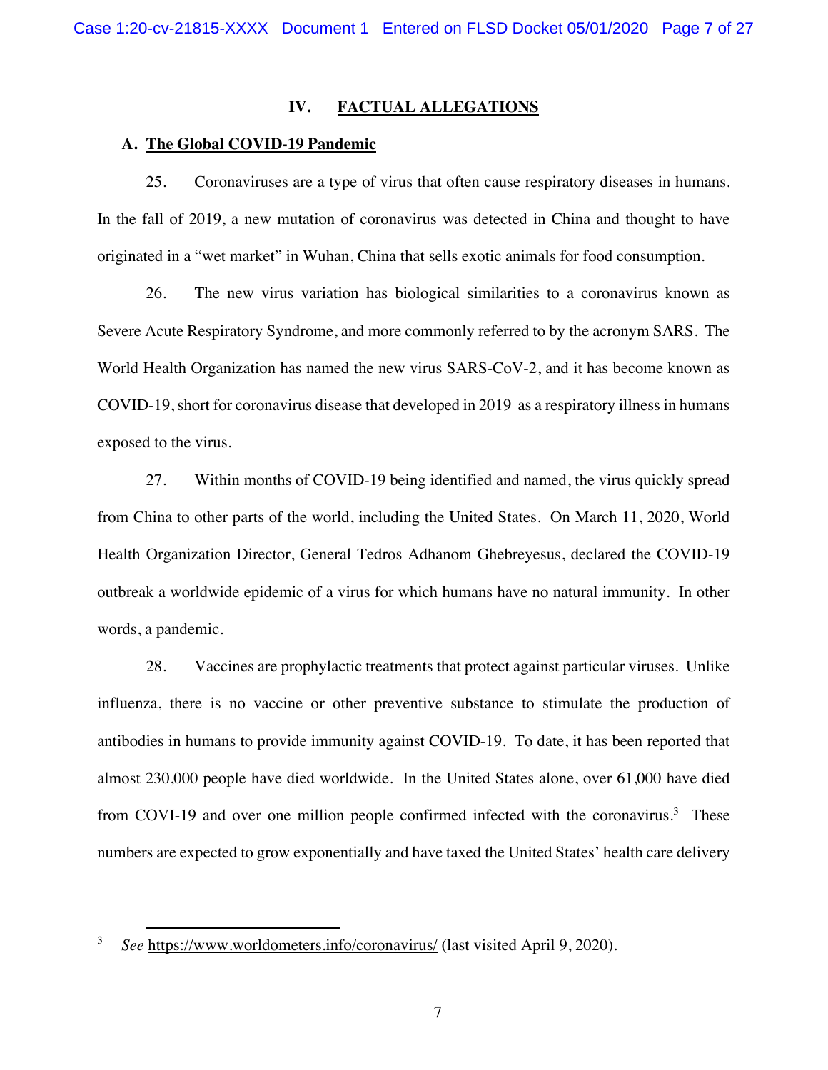## IV. FACTUAL ALLEGATIONS

### A. The Global COVID-19 Pandemic

25. Coronaviruses are a type of virus that often cause respiratory diseases in humans. In the fall of 2019, a new mutation of coronavirus was detected in China and thought to have originated in a "wet market" in Wuhan, China that sells exotic animals for food consumption.

26. The new virus variation has biological similarities to a coronavirus known as Severe Acute Respiratory Syndrome, and more commonly referred to by the acronym SARS. The World Health Organization has named the new virus SARS-CoV-2, and it has become known as COVID-19, short for coronavirus disease that developed in 2019 as a respiratory illness in humans exposed to the virus.

27. Within months of COVID-19 being identified and named, the virus quickly spread from China to other parts of the world, including the United States. On March 11, 2020, World Health Organization Director, General Tedros Adhanom Ghebreyesus, declared the COVID-19 outbreak a worldwide epidemic of a virus for which humans have no natural immunity. In other words, a pandemic.

28. Vaccines are prophylactic treatments that protect against particular viruses. Unlike influenza, there is no vaccine or other preventive substance to stimulate the production of antibodies in humans to provide immunity against COVID-19. To date, it has been reported that almost 230,000 people have died worldwide. In the United States alone, over 61,000 have died from COVI-19 and over one million people confirmed infected with the coronavirus.[3] These numbers are expected to grow exponentially and have taxed the United States' health care delivery

---

[3] *See* https://www.worldometers.info/coronavirus/ (last visited April 9, 2020).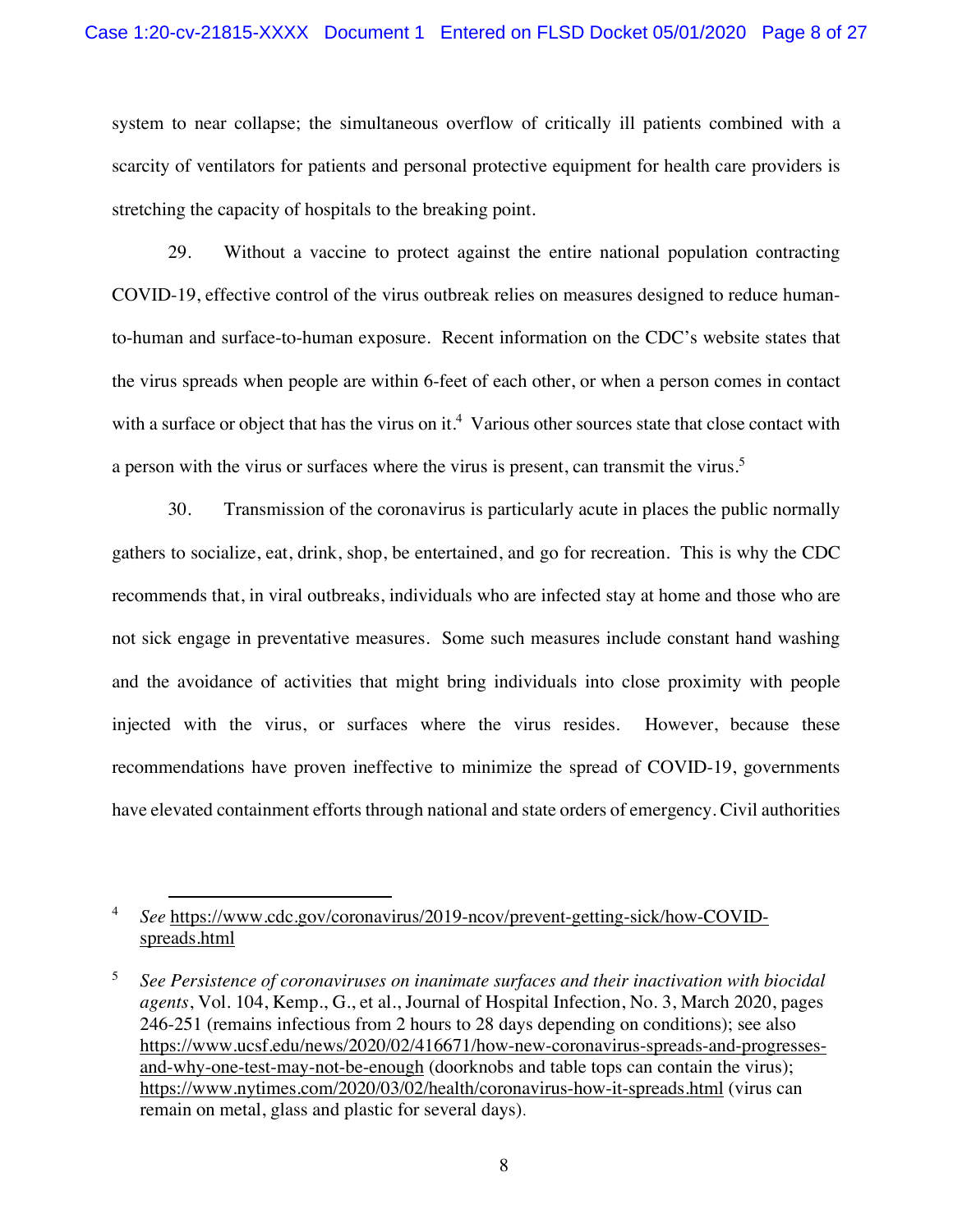system to near collapse; the simultaneous overflow of critically ill patients combined with a scarcity of ventilators for patients and personal protective equipment for health care providers is stretching the capacity of hospitals to the breaking point.

29. Without a vaccine to protect against the entire national population contracting COVID-19, effective control of the virus outbreak relies on measures designed to reduce human-to-human and surface-to-human exposure. Recent information on the CDC's website states that the virus spreads when people are within 6-feet of each other, or when a person comes in contact with a surface or object that has the virus on it.[4] Various other sources state that close contact with a person with the virus or surfaces where the virus is present, can transmit the virus.[5]

30. Transmission of the coronavirus is particularly acute in places the public normally gathers to socialize, eat, drink, shop, be entertained, and go for recreation. This is why the CDC recommends that, in viral outbreaks, individuals who are infected stay at home and those who are not sick engage in preventative measures. Some such measures include constant hand washing and the avoidance of activities that might bring individuals into close proximity with people injected with the virus, or surfaces where the virus resides. However, because these recommendations have proven ineffective to minimize the spread of COVID-19, governments have elevated containment efforts through national and state orders of emergency. Civil authorities

---

[4] *See* https://www.cdc.gov/coronavirus/2019-ncov/prevent-getting-sick/how-COVID-spreads.html

[5] *See Persistence of coronaviruses on inanimate surfaces and their inactivation with biocidal agents*, Vol. 104, Kemp., G., et al., Journal of Hospital Infection, No. 3, March 2020, pages 246-251 (remains infectious from 2 hours to 28 days depending on conditions); see also https://www.ucsf.edu/news/2020/02/416671/how-new-coronavirus-spreads-and-progresses-and-why-one-test-may-not-be-enough (doorknobs and table tops can contain the virus); https://www.nytimes.com/2020/03/02/health/coronavirus-how-it-spreads.html (virus can remain on metal, glass and plastic for several days).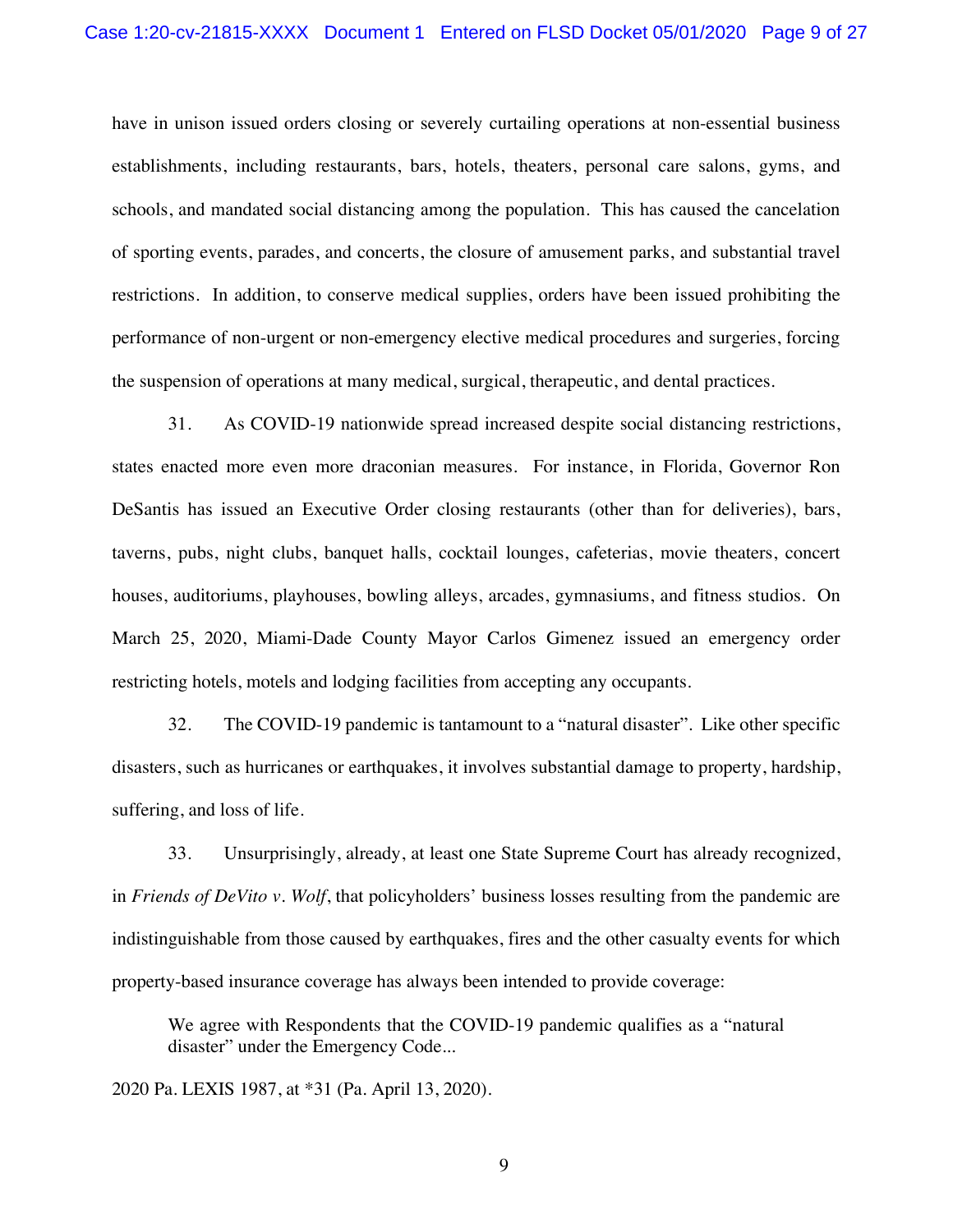have in unison issued orders closing or severely curtailing operations at non-essential business establishments, including restaurants, bars, hotels, theaters, personal care salons, gyms, and schools, and mandated social distancing among the population. This has caused the cancelation of sporting events, parades, and concerts, the closure of amusement parks, and substantial travel restrictions. In addition, to conserve medical supplies, orders have been issued prohibiting the performance of non-urgent or non-emergency elective medical procedures and surgeries, forcing the suspension of operations at many medical, surgical, therapeutic, and dental practices.

31. As COVID-19 nationwide spread increased despite social distancing restrictions, states enacted more even more draconian measures. For instance, in Florida, Governor Ron DeSantis has issued an Executive Order closing restaurants (other than for deliveries), bars, taverns, pubs, night clubs, banquet halls, cocktail lounges, cafeterias, movie theaters, concert houses, auditoriums, playhouses, bowling alleys, arcades, gymnasiums, and fitness studios. On March 25, 2020, Miami-Dade County Mayor Carlos Gimenez issued an emergency order restricting hotels, motels and lodging facilities from accepting any occupants.

32. The COVID-19 pandemic is tantamount to a "natural disaster". Like other specific disasters, such as hurricanes or earthquakes, it involves substantial damage to property, hardship, suffering, and loss of life.

33. Unsurprisingly, already, at least one State Supreme Court has already recognized, in *Friends of DeVito v. Wolf*, that policyholders' business losses resulting from the pandemic are indistinguishable from those caused by earthquakes, fires and the other casualty events for which property-based insurance coverage has always been intended to provide coverage:

> We agree with Respondents that the COVID-19 pandemic qualifies as a "natural disaster" under the Emergency Code...

2020 Pa. LEXIS 1987, at *31 (Pa. April 13, 2020).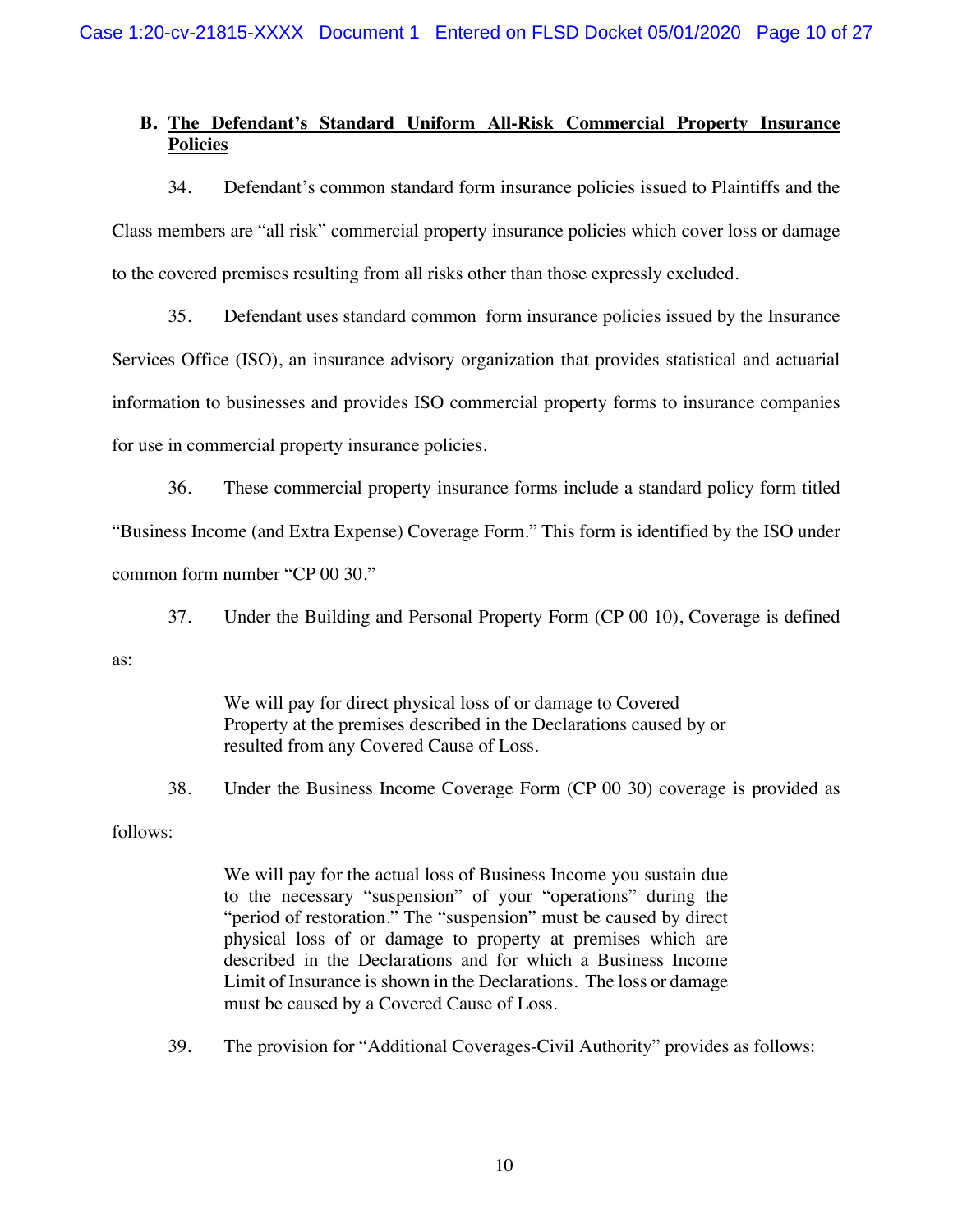### B. The Defendant's Standard Uniform All-Risk Commercial Property Insurance Policies

34. Defendant's common standard form insurance policies issued to Plaintiffs and the Class members are "all risk" commercial property insurance policies which cover loss or damage to the covered premises resulting from all risks other than those expressly excluded.

35. Defendant uses standard common form insurance policies issued by the Insurance Services Office (ISO), an insurance advisory organization that provides statistical and actuarial information to businesses and provides ISO commercial property forms to insurance companies for use in commercial property insurance policies.

36. These commercial property insurance forms include a standard policy form titled "Business Income (and Extra Expense) Coverage Form." This form is identified by the ISO under common form number "CP 00 30."

37. Under the Building and Personal Property Form (CP 00 10), Coverage is defined as:

> We will pay for direct physical loss of or damage to Covered Property at the premises described in the Declarations caused by or resulted from any Covered Cause of Loss.

38. Under the Business Income Coverage Form (CP 00 30) coverage is provided as follows:

> We will pay for the actual loss of Business Income you sustain due to the necessary "suspension" of your "operations" during the "period of restoration." The "suspension" must be caused by direct physical loss of or damage to property at premises which are described in the Declarations and for which a Business Income Limit of Insurance is shown in the Declarations. The loss or damage must be caused by a Covered Cause of Loss.

39. The provision for "Additional Coverages-Civil Authority" provides as follows: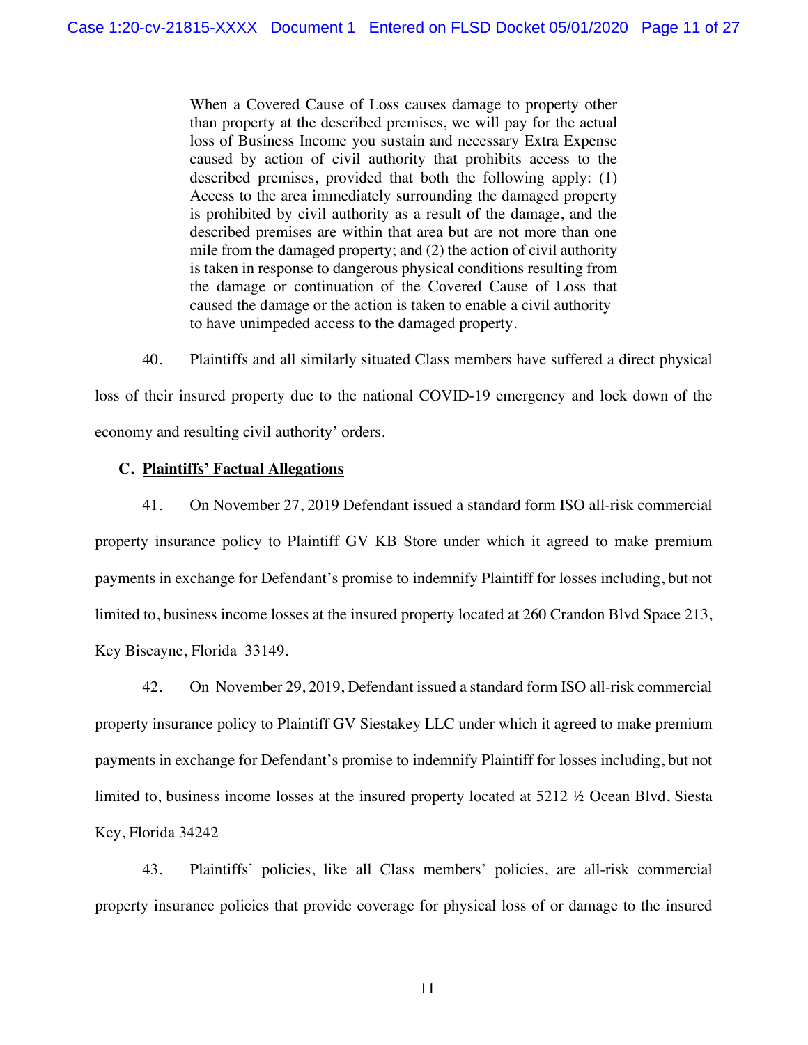> When a Covered Cause of Loss causes damage to property other than property at the described premises, we will pay for the actual loss of Business Income you sustain and necessary Extra Expense caused by action of civil authority that prohibits access to the described premises, provided that both the following apply: (1) Access to the area immediately surrounding the damaged property is prohibited by civil authority as a result of the damage, and the described premises are within that area but are not more than one mile from the damaged property; and (2) the action of civil authority is taken in response to dangerous physical conditions resulting from the damage or continuation of the Covered Cause of Loss that caused the damage or the action is taken to enable a civil authority to have unimpeded access to the damaged property.

40. Plaintiffs and all similarly situated Class members have suffered a direct physical loss of their insured property due to the national COVID-19 emergency and lock down of the economy and resulting civil authority' orders.

**C. <u>Plaintiffs' Factual Allegations</u>**

41. On November 27, 2019 Defendant issued a standard form ISO all-risk commercial property insurance policy to Plaintiff GV KB Store under which it agreed to make premium payments in exchange for Defendant's promise to indemnify Plaintiff for losses including, but not limited to, business income losses at the insured property located at 260 Crandon Blvd Space 213, Key Biscayne, Florida 33149.

42. On November 29, 2019, Defendant issued a standard form ISO all-risk commercial property insurance policy to Plaintiff GV Siestakey LLC under which it agreed to make premium payments in exchange for Defendant's promise to indemnify Plaintiff for losses including, but not limited to, business income losses at the insured property located at 5212 ½ Ocean Blvd, Siesta Key, Florida 34242

43. Plaintiffs' policies, like all Class members' policies, are all-risk commercial property insurance policies that provide coverage for physical loss of or damage to the insured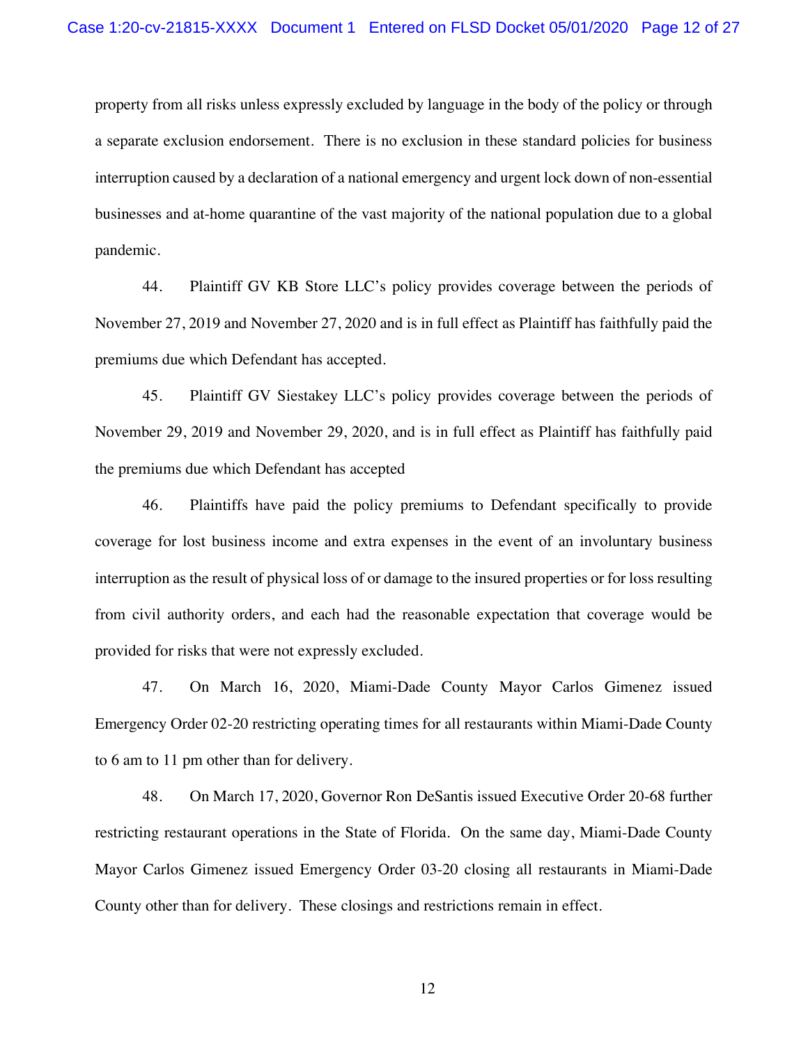property from all risks unless expressly excluded by language in the body of the policy or through a separate exclusion endorsement. There is no exclusion in these standard policies for business interruption caused by a declaration of a national emergency and urgent lock down of non-essential businesses and at-home quarantine of the vast majority of the national population due to a global pandemic.

44. Plaintiff GV KB Store LLC's policy provides coverage between the periods of November 27, 2019 and November 27, 2020 and is in full effect as Plaintiff has faithfully paid the premiums due which Defendant has accepted.

45. Plaintiff GV Siestakey LLC's policy provides coverage between the periods of November 29, 2019 and November 29, 2020, and is in full effect as Plaintiff has faithfully paid the premiums due which Defendant has accepted

46. Plaintiffs have paid the policy premiums to Defendant specifically to provide coverage for lost business income and extra expenses in the event of an involuntary business interruption as the result of physical loss of or damage to the insured properties or for loss resulting from civil authority orders, and each had the reasonable expectation that coverage would be provided for risks that were not expressly excluded.

47. On March 16, 2020, Miami-Dade County Mayor Carlos Gimenez issued Emergency Order 02-20 restricting operating times for all restaurants within Miami-Dade County to 6 am to 11 pm other than for delivery.

48. On March 17, 2020, Governor Ron DeSantis issued Executive Order 20-68 further restricting restaurant operations in the State of Florida. On the same day, Miami-Dade County Mayor Carlos Gimenez issued Emergency Order 03-20 closing all restaurants in Miami-Dade County other than for delivery. These closings and restrictions remain in effect.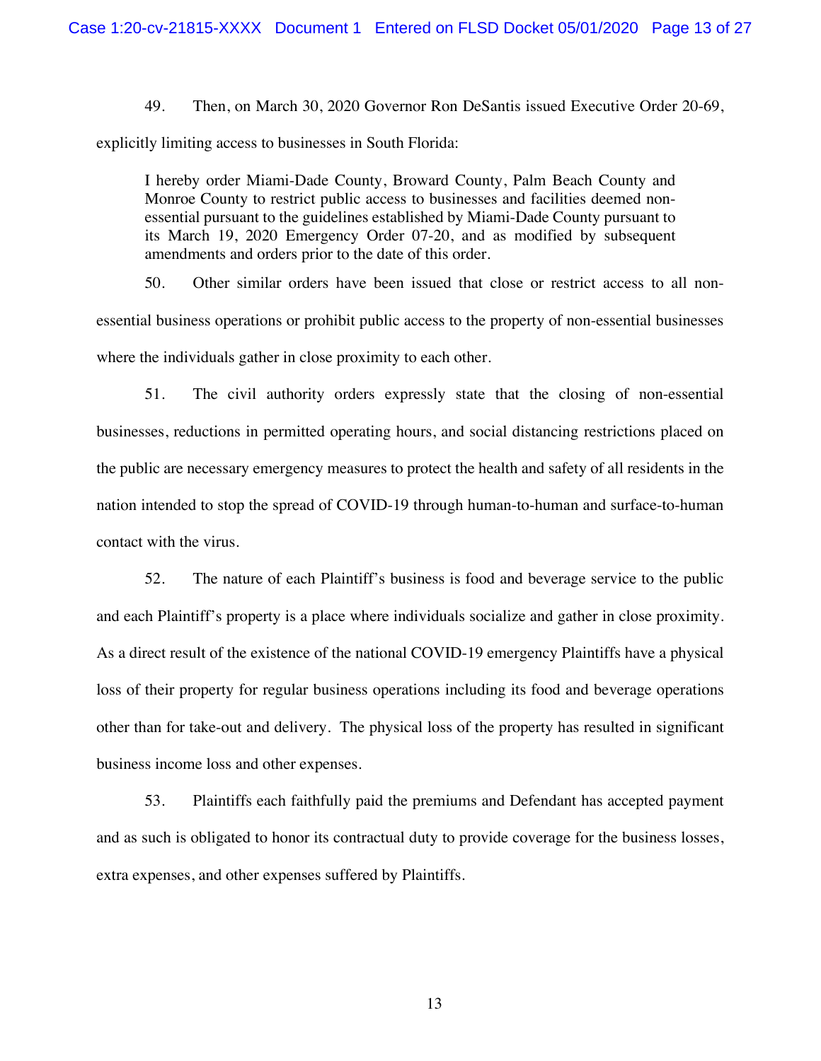49. Then, on March 30, 2020 Governor Ron DeSantis issued Executive Order 20-69, explicitly limiting access to businesses in South Florida:

> I hereby order Miami-Dade County, Broward County, Palm Beach County and Monroe County to restrict public access to businesses and facilities deemed non-essential pursuant to the guidelines established by Miami-Dade County pursuant to its March 19, 2020 Emergency Order 07-20, and as modified by subsequent amendments and orders prior to the date of this order.

50. Other similar orders have been issued that close or restrict access to all non-essential business operations or prohibit public access to the property of non-essential businesses where the individuals gather in close proximity to each other.

51. The civil authority orders expressly state that the closing of non-essential businesses, reductions in permitted operating hours, and social distancing restrictions placed on the public are necessary emergency measures to protect the health and safety of all residents in the nation intended to stop the spread of COVID-19 through human-to-human and surface-to-human contact with the virus.

52. The nature of each Plaintiff's business is food and beverage service to the public and each Plaintiff's property is a place where individuals socialize and gather in close proximity. As a direct result of the existence of the national COVID-19 emergency Plaintiffs have a physical loss of their property for regular business operations including its food and beverage operations other than for take-out and delivery. The physical loss of the property has resulted in significant business income loss and other expenses.

53. Plaintiffs each faithfully paid the premiums and Defendant has accepted payment and as such is obligated to honor its contractual duty to provide coverage for the business losses, extra expenses, and other expenses suffered by Plaintiffs.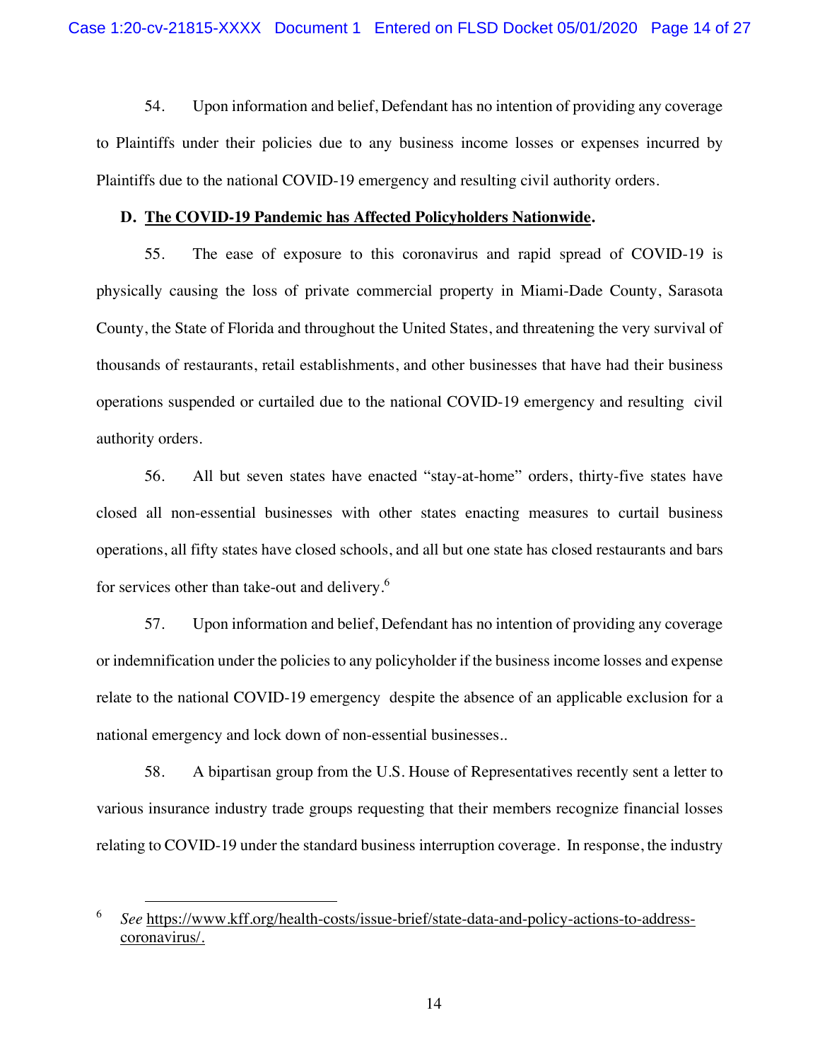54. Upon information and belief, Defendant has no intention of providing any coverage to Plaintiffs under their policies due to any business income losses or expenses incurred by Plaintiffs due to the national COVID-19 emergency and resulting civil authority orders.

**D. The COVID-19 Pandemic has Affected Policyholders Nationwide.**

55. The ease of exposure to this coronavirus and rapid spread of COVID-19 is physically causing the loss of private commercial property in Miami-Dade County, Sarasota County, the State of Florida and throughout the United States, and threatening the very survival of thousands of restaurants, retail establishments, and other businesses that have had their business operations suspended or curtailed due to the national COVID-19 emergency and resulting civil authority orders.

56. All but seven states have enacted "stay-at-home" orders, thirty-five states have closed all non-essential businesses with other states enacting measures to curtail business operations, all fifty states have closed schools, and all but one state has closed restaurants and bars for services other than take-out and delivery.[6]

57. Upon information and belief, Defendant has no intention of providing any coverage or indemnification under the policies to any policyholder if the business income losses and expense relate to the national COVID-19 emergency despite the absence of an applicable exclusion for a national emergency and lock down of non-essential businesses..

58. A bipartisan group from the U.S. House of Representatives recently sent a letter to various insurance industry trade groups requesting that their members recognize financial losses relating to COVID-19 under the standard business interruption coverage. In response, the industry

---

[6] *See* https://www.kff.org/health-costs/issue-brief/state-data-and-policy-actions-to-address-coronavirus/.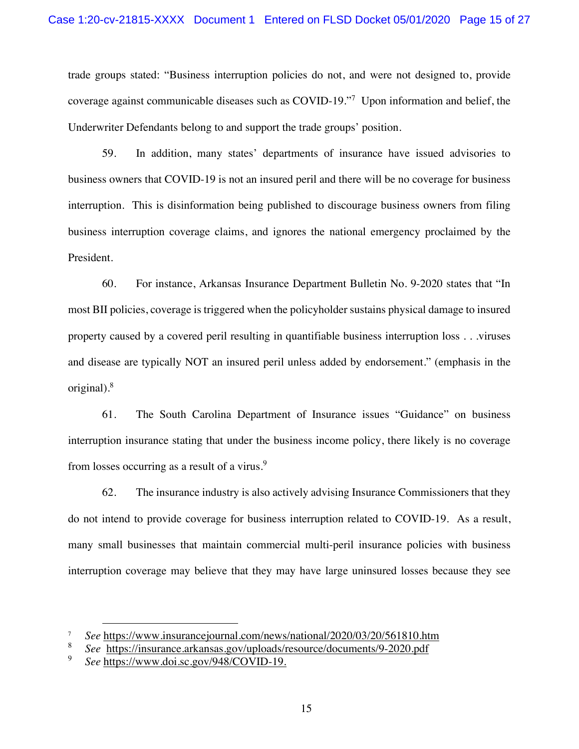trade groups stated: "Business interruption policies do not, and were not designed to, provide coverage against communicable diseases such as COVID-19."[7] Upon information and belief, the Underwriter Defendants belong to and support the trade groups' position.

59. In addition, many states' departments of insurance have issued advisories to business owners that COVID-19 is not an insured peril and there will be no coverage for business interruption. This is disinformation being published to discourage business owners from filing business interruption coverage claims, and ignores the national emergency proclaimed by the President.

60. For instance, Arkansas Insurance Department Bulletin No. 9-2020 states that "In most BII policies, coverage is triggered when the policyholder sustains physical damage to insured property caused by a covered peril resulting in quantifiable business interruption loss . . .viruses and disease are typically NOT an insured peril unless added by endorsement." (emphasis in the original).[8]

61. The South Carolina Department of Insurance issues "Guidance" on business interruption insurance stating that under the business income policy, there likely is no coverage from losses occurring as a result of a virus.[9]

62. The insurance industry is also actively advising Insurance Commissioners that they do not intend to provide coverage for business interruption related to COVID-19. As a result, many small businesses that maintain commercial multi-peril insurance policies with business interruption coverage may believe that they may have large uninsured losses because they see

---

[7] *See* https://www.insurancejournal.com/news/national/2020/03/20/561810.htm

[8] *See* https://insurance.arkansas.gov/uploads/resource/documents/9-2020.pdf

[9] *See* https://www.doi.sc.gov/948/COVID-19.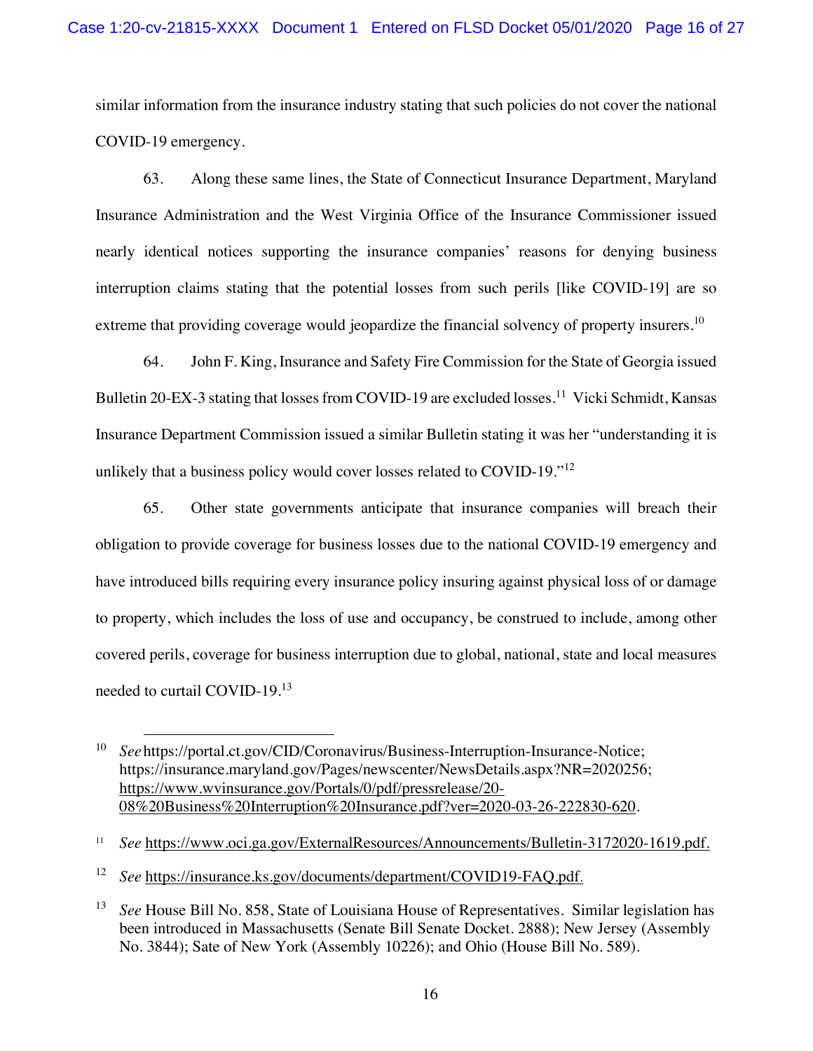similar information from the insurance industry stating that such policies do not cover the national COVID-19 emergency.

63. Along these same lines, the State of Connecticut Insurance Department, Maryland Insurance Administration and the West Virginia Office of the Insurance Commissioner issued nearly identical notices supporting the insurance companies' reasons for denying business interruption claims stating that the potential losses from such perils [like COVID-19] are so extreme that providing coverage would jeopardize the financial solvency of property insurers.[10]

64. John F. King, Insurance and Safety Fire Commission for the State of Georgia issued Bulletin 20-EX-3 stating that losses from COVID-19 are excluded losses.[11] Vicki Schmidt, Kansas Insurance Department Commission issued a similar Bulletin stating it was her "understanding it is unlikely that a business policy would cover losses related to COVID-19."[12]

65. Other state governments anticipate that insurance companies will breach their obligation to provide coverage for business losses due to the national COVID-19 emergency and have introduced bills requiring every insurance policy insuring against physical loss of or damage to property, which includes the loss of use and occupancy, be construed to include, among other covered perils, coverage for business interruption due to global, national, state and local measures needed to curtail COVID-19.[13]

---

[10] *See* https://portal.ct.gov/CID/Coronavirus/Business-Interruption-Insurance-Notice; https://insurance.maryland.gov/Pages/newscenter/NewsDetails.aspx?NR=2020256; https://www.wvinsurance.gov/Portals/0/pdf/pressrelease/20-08%20Business%20Interruption%20Insurance.pdf?ver=2020-03-26-222830-620.

[11] *See* https://www.oci.ga.gov/ExternalResources/Announcements/Bulletin-3172020-1619.pdf.

[12] *See* https://insurance.ks.gov/documents/department/COVID19-FAQ.pdf.

[13] *See* House Bill No. 858, State of Louisiana House of Representatives. Similar legislation has been introduced in Massachusetts (Senate Bill Senate Docket. 2888); New Jersey (Assembly No. 3844); Sate of New York (Assembly 10226); and Ohio (House Bill No. 589).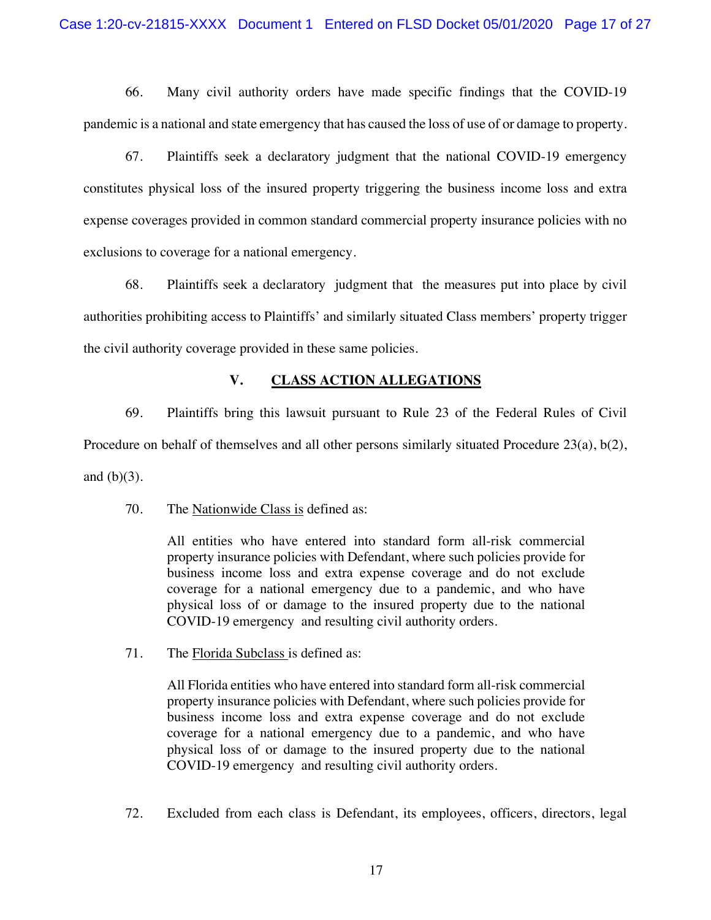66. Many civil authority orders have made specific findings that the COVID-19 pandemic is a national and state emergency that has caused the loss of use of or damage to property.

67. Plaintiffs seek a declaratory judgment that the national COVID-19 emergency constitutes physical loss of the insured property triggering the business income loss and extra expense coverages provided in common standard commercial property insurance policies with no exclusions to coverage for a national emergency.

68. Plaintiffs seek a declaratory judgment that the measures put into place by civil authorities prohibiting access to Plaintiffs' and similarly situated Class members' property trigger the civil authority coverage provided in these same policies.

## V. CLASS ACTION ALLEGATIONS

69. Plaintiffs bring this lawsuit pursuant to Rule 23 of the Federal Rules of Civil Procedure on behalf of themselves and all other persons similarly situated Procedure 23(a), b(2), and (b)(3).

70. The Nationwide Class is defined as:

> All entities who have entered into standard form all-risk commercial property insurance policies with Defendant, where such policies provide for business income loss and extra expense coverage and do not exclude coverage for a national emergency due to a pandemic, and who have physical loss of or damage to the insured property due to the national COVID-19 emergency and resulting civil authority orders.

71. The Florida Subclass is defined as:

> All Florida entities who have entered into standard form all-risk commercial property insurance policies with Defendant, where such policies provide for business income loss and extra expense coverage and do not exclude coverage for a national emergency due to a pandemic, and who have physical loss of or damage to the insured property due to the national COVID-19 emergency and resulting civil authority orders.

72. Excluded from each class is Defendant, its employees, officers, directors, legal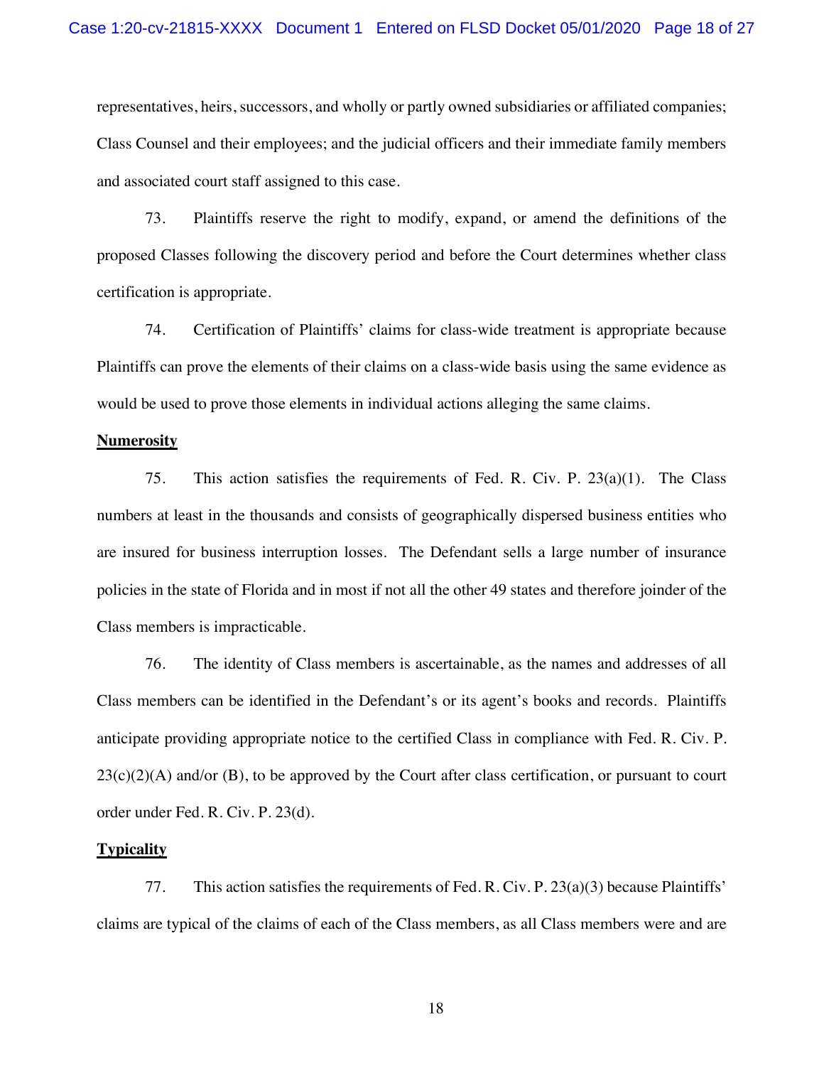representatives, heirs, successors, and wholly or partly owned subsidiaries or affiliated companies; Class Counsel and their employees; and the judicial officers and their immediate family members and associated court staff assigned to this case.

73. Plaintiffs reserve the right to modify, expand, or amend the definitions of the proposed Classes following the discovery period and before the Court determines whether class certification is appropriate.

74. Certification of Plaintiffs' claims for class-wide treatment is appropriate because Plaintiffs can prove the elements of their claims on a class-wide basis using the same evidence as would be used to prove those elements in individual actions alleging the same claims.

**Numerosity**

75. This action satisfies the requirements of Fed. R. Civ. P. 23(a)(1). The Class numbers at least in the thousands and consists of geographically dispersed business entities who are insured for business interruption losses. The Defendant sells a large number of insurance policies in the state of Florida and in most if not all the other 49 states and therefore joinder of the Class members is impracticable.

76. The identity of Class members is ascertainable, as the names and addresses of all Class members can be identified in the Defendant's or its agent's books and records. Plaintiffs anticipate providing appropriate notice to the certified Class in compliance with Fed. R. Civ. P. 23(c)(2)(A) and/or (B), to be approved by the Court after class certification, or pursuant to court order under Fed. R. Civ. P. 23(d).

**Typicality**

77. This action satisfies the requirements of Fed. R. Civ. P. 23(a)(3) because Plaintiffs' claims are typical of the claims of each of the Class members, as all Class members were and are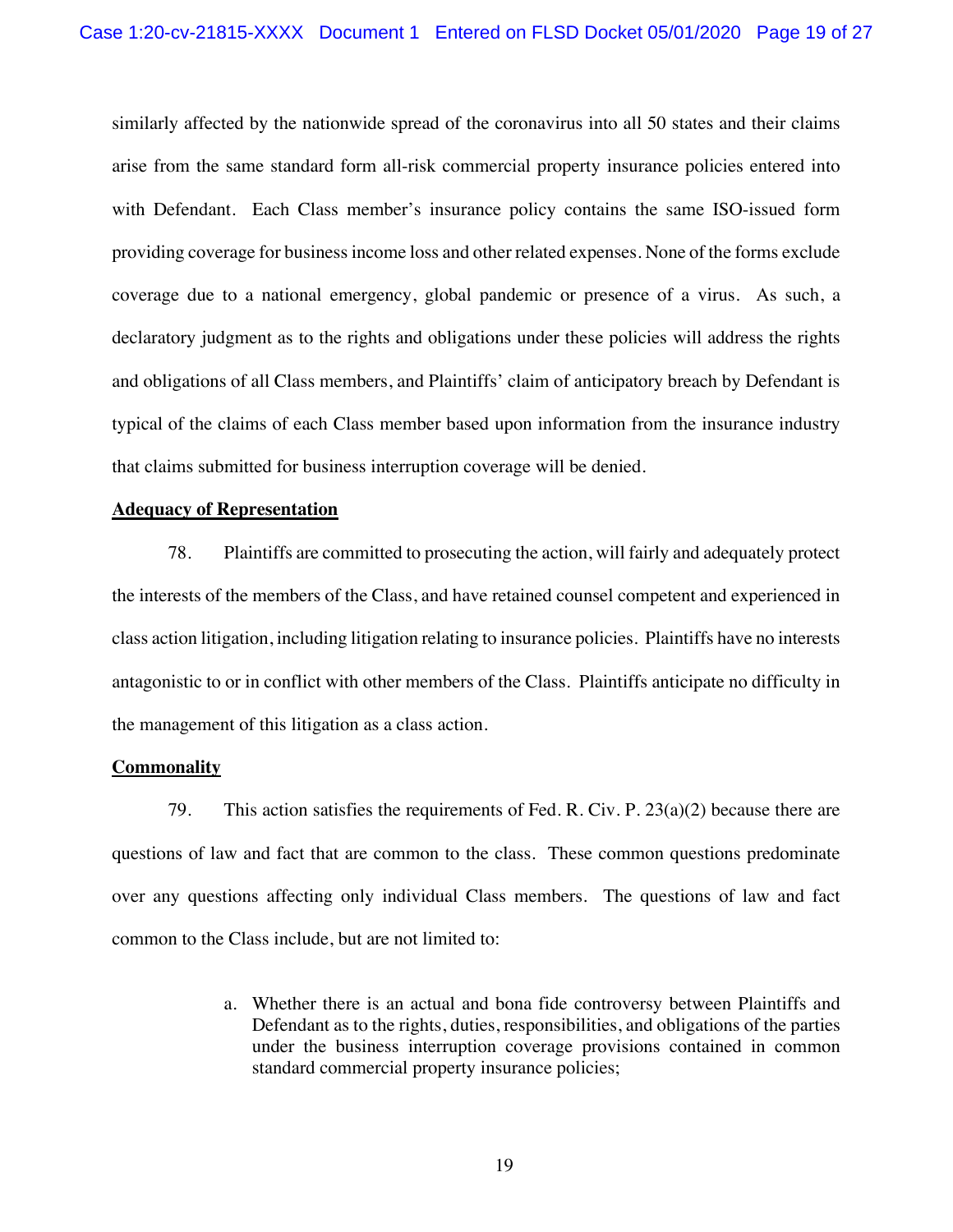similarly affected by the nationwide spread of the coronavirus into all 50 states and their claims arise from the same standard form all-risk commercial property insurance policies entered into with Defendant. Each Class member's insurance policy contains the same ISO-issued form providing coverage for business income loss and other related expenses. None of the forms exclude coverage due to a national emergency, global pandemic or presence of a virus. As such, a declaratory judgment as to the rights and obligations under these policies will address the rights and obligations of all Class members, and Plaintiffs' claim of anticipatory breach by Defendant is typical of the claims of each Class member based upon information from the insurance industry that claims submitted for business interruption coverage will be denied.

**Adequacy of Representation**

78. Plaintiffs are committed to prosecuting the action, will fairly and adequately protect the interests of the members of the Class, and have retained counsel competent and experienced in class action litigation, including litigation relating to insurance policies. Plaintiffs have no interests antagonistic to or in conflict with other members of the Class. Plaintiffs anticipate no difficulty in the management of this litigation as a class action.

**Commonality**

79. This action satisfies the requirements of Fed. R. Civ. P. 23(a)(2) because there are questions of law and fact that are common to the class. These common questions predominate over any questions affecting only individual Class members. The questions of law and fact common to the Class include, but are not limited to:

a. Whether there is an actual and bona fide controversy between Plaintiffs and Defendant as to the rights, duties, responsibilities, and obligations of the parties under the business interruption coverage provisions contained in common standard commercial property insurance policies;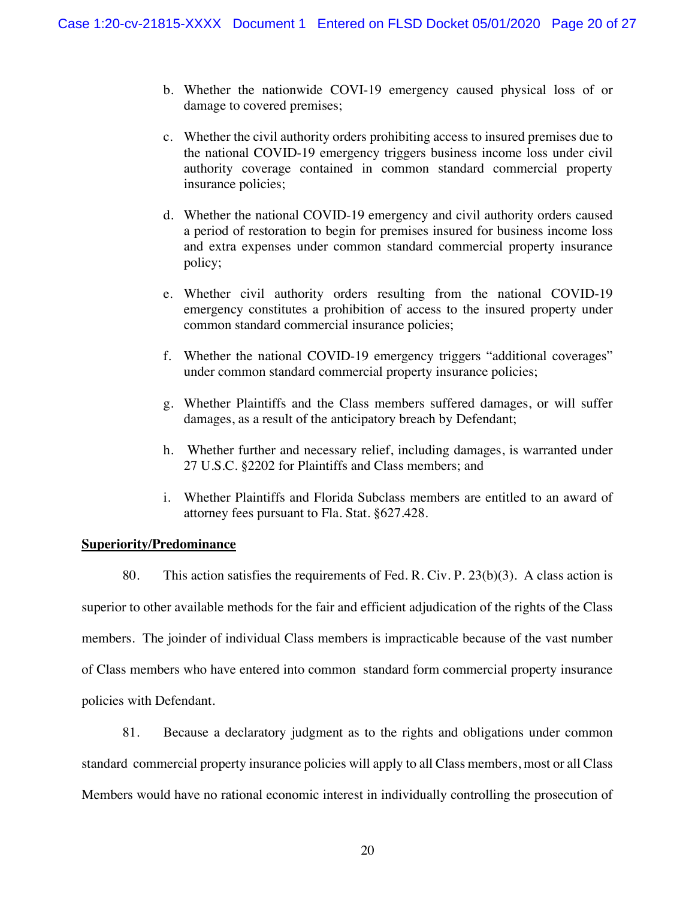b. Whether the nationwide COVI-19 emergency caused physical loss of or damage to covered premises;

c. Whether the civil authority orders prohibiting access to insured premises due to the national COVID-19 emergency triggers business income loss under civil authority coverage contained in common standard commercial property insurance policies;

d. Whether the national COVID-19 emergency and civil authority orders caused a period of restoration to begin for premises insured for business income loss and extra expenses under common standard commercial property insurance policy;

e. Whether civil authority orders resulting from the national COVID-19 emergency constitutes a prohibition of access to the insured property under common standard commercial insurance policies;

f. Whether the national COVID-19 emergency triggers "additional coverages" under common standard commercial property insurance policies;

g. Whether Plaintiffs and the Class members suffered damages, or will suffer damages, as a result of the anticipatory breach by Defendant;

h. Whether further and necessary relief, including damages, is warranted under 27 U.S.C. §2202 for Plaintiffs and Class members; and

i. Whether Plaintiffs and Florida Subclass members are entitled to an award of attorney fees pursuant to Fla. Stat. §627.428.

**Superiority/Predominance**

80. This action satisfies the requirements of Fed. R. Civ. P. 23(b)(3). A class action is superior to other available methods for the fair and efficient adjudication of the rights of the Class members. The joinder of individual Class members is impracticable because of the vast number of Class members who have entered into common standard form commercial property insurance policies with Defendant.

81. Because a declaratory judgment as to the rights and obligations under common standard commercial property insurance policies will apply to all Class members, most or all Class Members would have no rational economic interest in individually controlling the prosecution of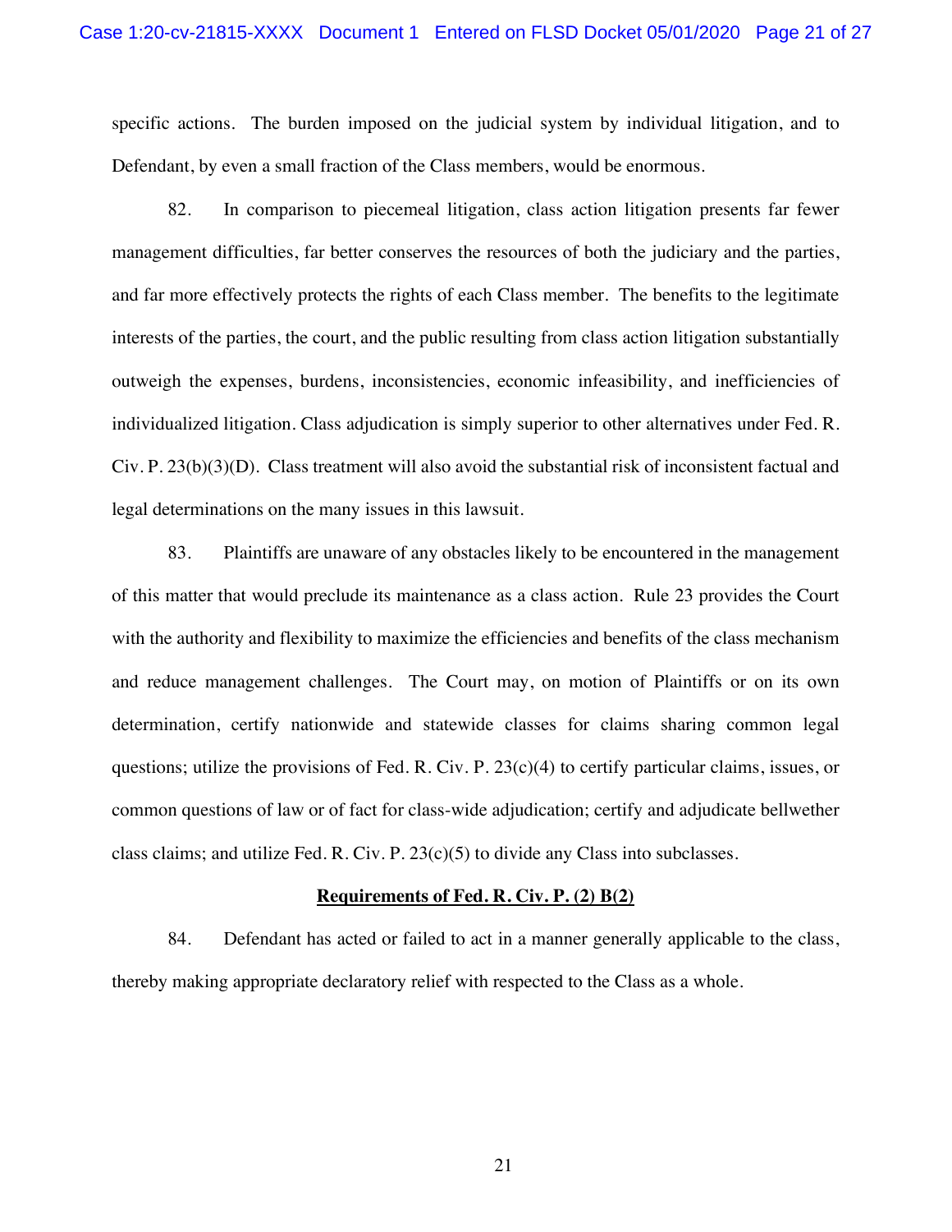specific actions. The burden imposed on the judicial system by individual litigation, and to Defendant, by even a small fraction of the Class members, would be enormous.

82. In comparison to piecemeal litigation, class action litigation presents far fewer management difficulties, far better conserves the resources of both the judiciary and the parties, and far more effectively protects the rights of each Class member. The benefits to the legitimate interests of the parties, the court, and the public resulting from class action litigation substantially outweigh the expenses, burdens, inconsistencies, economic infeasibility, and inefficiencies of individualized litigation. Class adjudication is simply superior to other alternatives under Fed. R. Civ. P. 23(b)(3)(D). Class treatment will also avoid the substantial risk of inconsistent factual and legal determinations on the many issues in this lawsuit.

83. Plaintiffs are unaware of any obstacles likely to be encountered in the management of this matter that would preclude its maintenance as a class action. Rule 23 provides the Court with the authority and flexibility to maximize the efficiencies and benefits of the class mechanism and reduce management challenges. The Court may, on motion of Plaintiffs or on its own determination, certify nationwide and statewide classes for claims sharing common legal questions; utilize the provisions of Fed. R. Civ. P. 23(c)(4) to certify particular claims, issues, or common questions of law or of fact for class-wide adjudication; certify and adjudicate bellwether class claims; and utilize Fed. R. Civ. P. 23(c)(5) to divide any Class into subclasses.

**Requirements of Fed. R. Civ. P. (2) B(2)**

84. Defendant has acted or failed to act in a manner generally applicable to the class, thereby making appropriate declaratory relief with respected to the Class as a whole.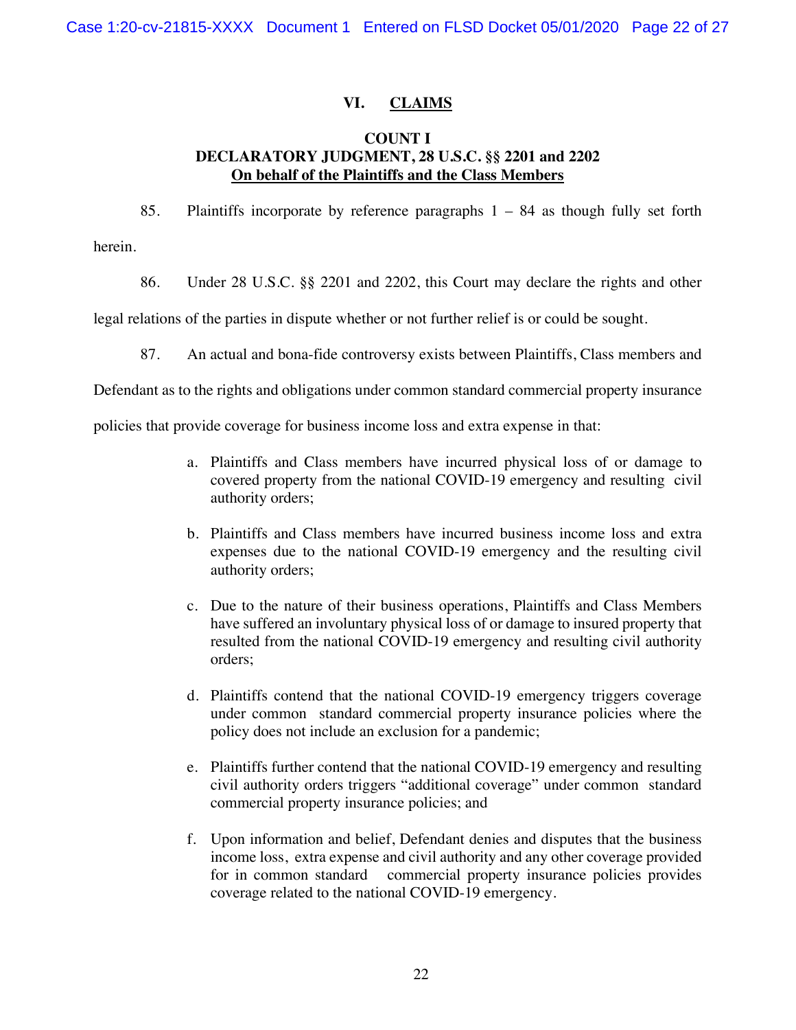## VI. CLAIMS

### COUNT I
### DECLARATORY JUDGMENT, 28 U.S.C. §§ 2201 and 2202
### On behalf of the Plaintiffs and the Class Members

85. Plaintiffs incorporate by reference paragraphs 1 – 84 as though fully set forth herein.

86. Under 28 U.S.C. §§ 2201 and 2202, this Court may declare the rights and other legal relations of the parties in dispute whether or not further relief is or could be sought.

87. An actual and bona-fide controversy exists between Plaintiffs, Class members and Defendant as to the rights and obligations under common standard commercial property insurance policies that provide coverage for business income loss and extra expense in that:

a. Plaintiffs and Class members have incurred physical loss of or damage to covered property from the national COVID-19 emergency and resulting civil authority orders;

b. Plaintiffs and Class members have incurred business income loss and extra expenses due to the national COVID-19 emergency and the resulting civil authority orders;

c. Due to the nature of their business operations, Plaintiffs and Class Members have suffered an involuntary physical loss of or damage to insured property that resulted from the national COVID-19 emergency and resulting civil authority orders;

d. Plaintiffs contend that the national COVID-19 emergency triggers coverage under common standard commercial property insurance policies where the policy does not include an exclusion for a pandemic;

e. Plaintiffs further contend that the national COVID-19 emergency and resulting civil authority orders triggers "additional coverage" under common standard commercial property insurance policies; and

f. Upon information and belief, Defendant denies and disputes that the business income loss, extra expense and civil authority and any other coverage provided for in common standard commercial property insurance policies provides coverage related to the national COVID-19 emergency.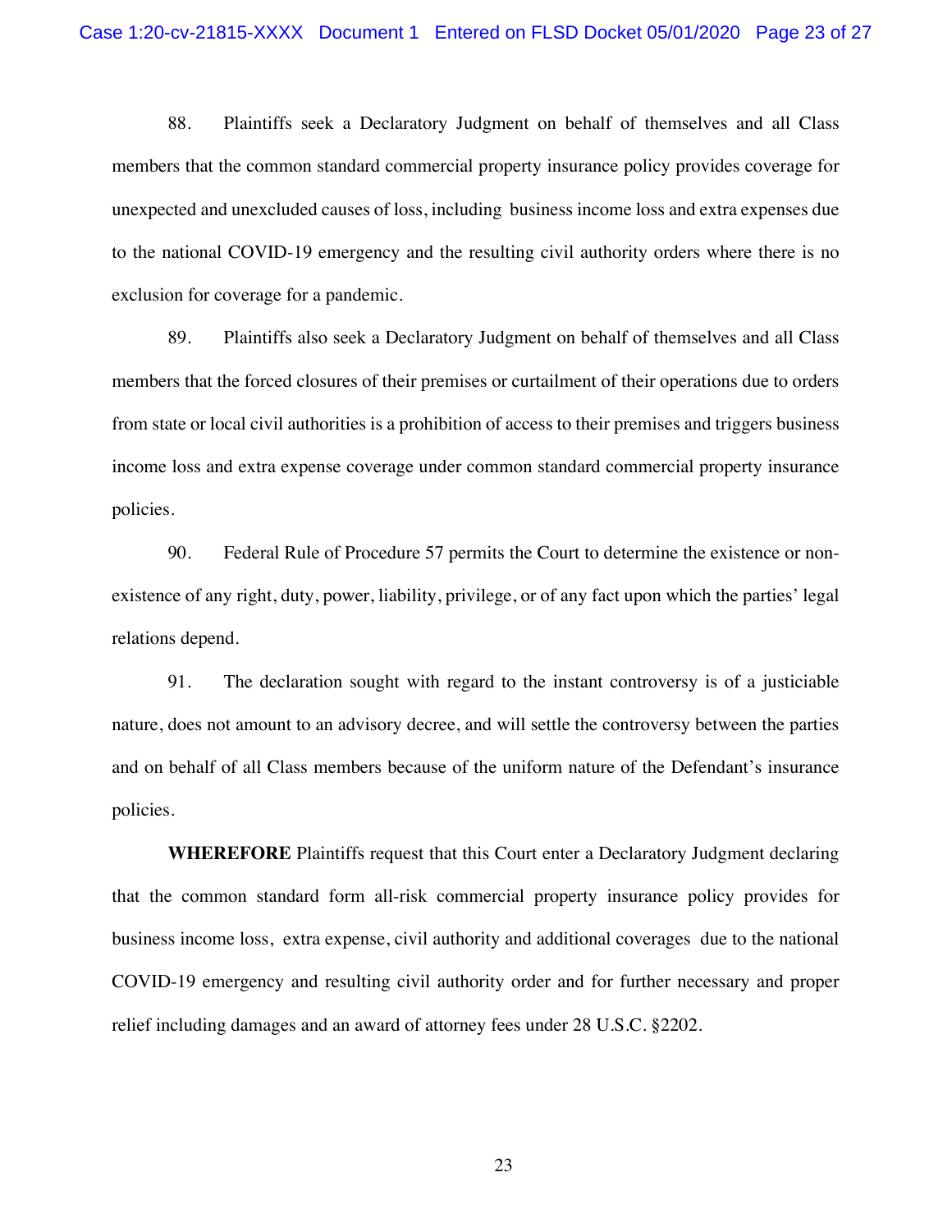88. Plaintiffs seek a Declaratory Judgment on behalf of themselves and all Class members that the common standard commercial property insurance policy provides coverage for unexpected and unexcluded causes of loss, including business income loss and extra expenses due to the national COVID-19 emergency and the resulting civil authority orders where there is no exclusion for coverage for a pandemic.

89. Plaintiffs also seek a Declaratory Judgment on behalf of themselves and all Class members that the forced closures of their premises or curtailment of their operations due to orders from state or local civil authorities is a prohibition of access to their premises and triggers business income loss and extra expense coverage under common standard commercial property insurance policies.

90. Federal Rule of Procedure 57 permits the Court to determine the existence or non-existence of any right, duty, power, liability, privilege, or of any fact upon which the parties' legal relations depend.

91. The declaration sought with regard to the instant controversy is of a justiciable nature, does not amount to an advisory decree, and will settle the controversy between the parties and on behalf of all Class members because of the uniform nature of the Defendant's insurance policies.

**WHEREFORE** Plaintiffs request that this Court enter a Declaratory Judgment declaring that the common standard form all-risk commercial property insurance policy provides for business income loss, extra expense, civil authority and additional coverages due to the national COVID-19 emergency and resulting civil authority order and for further necessary and proper relief including damages and an award of attorney fees under 28 U.S.C. §2202.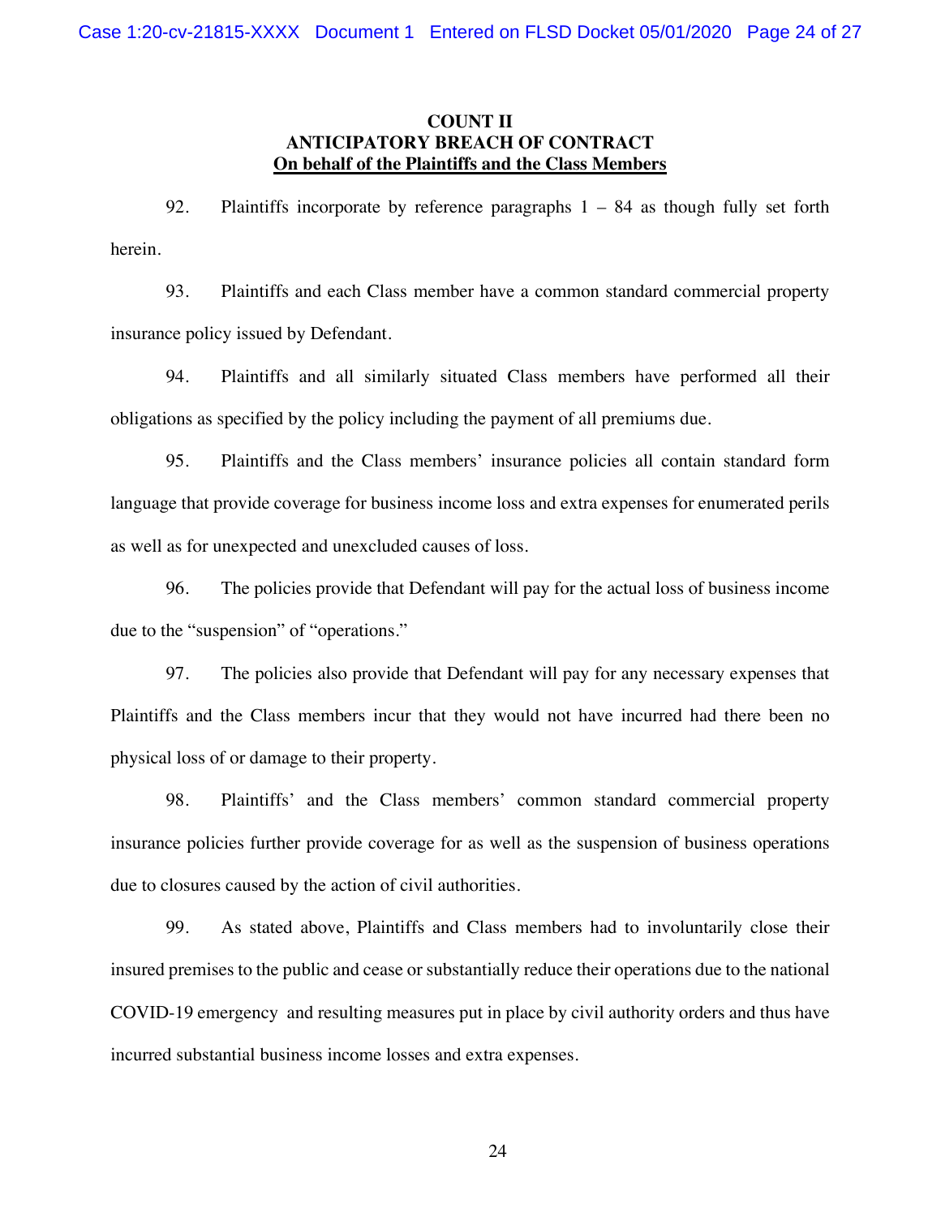**COUNT II**
**ANTICIPATORY BREACH OF CONTRACT**
**<u>On behalf of the Plaintiffs and the Class Members</u>**

92. Plaintiffs incorporate by reference paragraphs 1 – 84 as though fully set forth herein.

93. Plaintiffs and each Class member have a common standard commercial property insurance policy issued by Defendant.

94. Plaintiffs and all similarly situated Class members have performed all their obligations as specified by the policy including the payment of all premiums due.

95. Plaintiffs and the Class members' insurance policies all contain standard form language that provide coverage for business income loss and extra expenses for enumerated perils as well as for unexpected and unexcluded causes of loss.

96. The policies provide that Defendant will pay for the actual loss of business income due to the "suspension" of "operations."

97. The policies also provide that Defendant will pay for any necessary expenses that Plaintiffs and the Class members incur that they would not have incurred had there been no physical loss of or damage to their property.

98. Plaintiffs' and the Class members' common standard commercial property insurance policies further provide coverage for as well as the suspension of business operations due to closures caused by the action of civil authorities.

99. As stated above, Plaintiffs and Class members had to involuntarily close their insured premises to the public and cease or substantially reduce their operations due to the national COVID-19 emergency and resulting measures put in place by civil authority orders and thus have incurred substantial business income losses and extra expenses.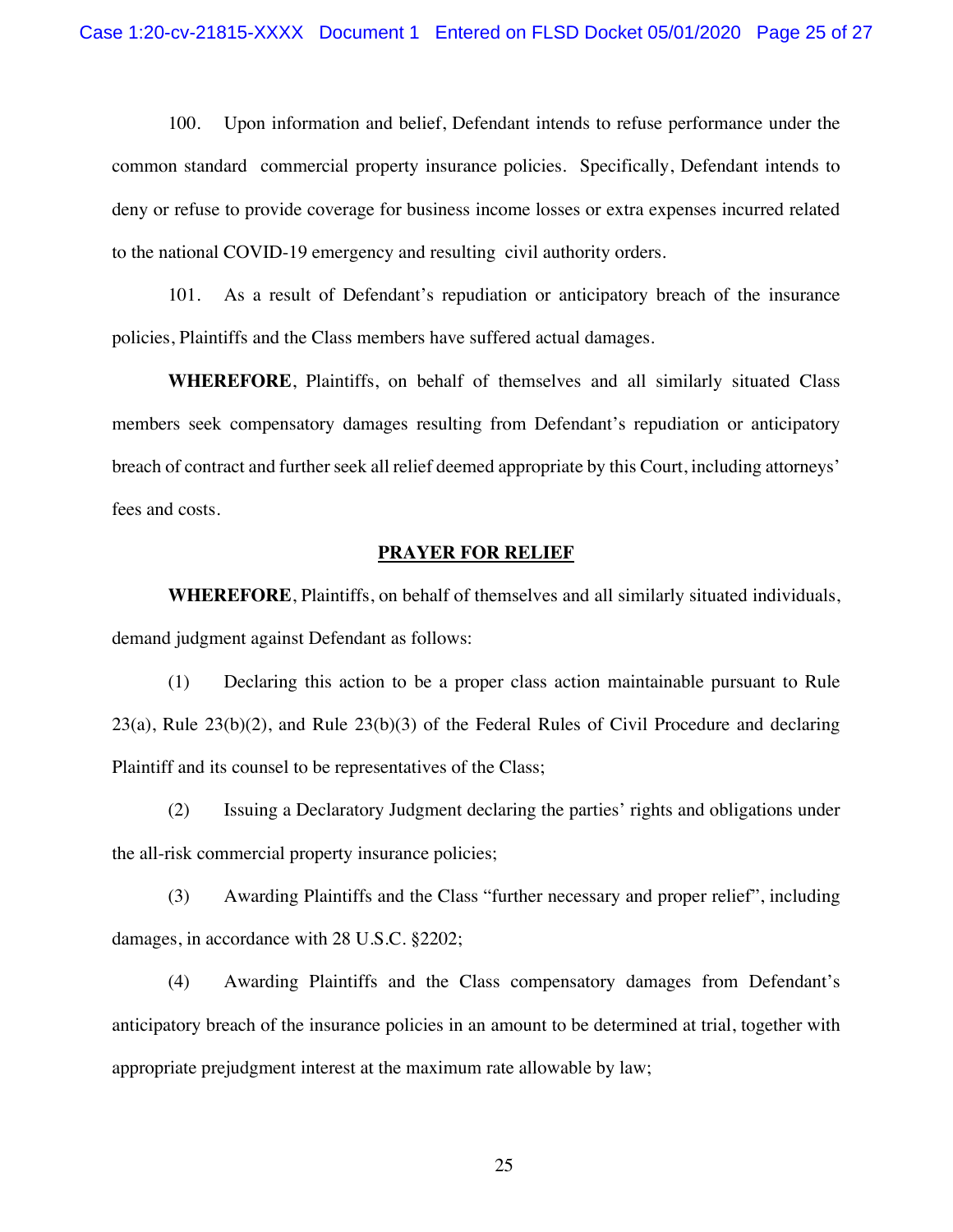100. Upon information and belief, Defendant intends to refuse performance under the common standard commercial property insurance policies. Specifically, Defendant intends to deny or refuse to provide coverage for business income losses or extra expenses incurred related to the national COVID-19 emergency and resulting civil authority orders.

101. As a result of Defendant's repudiation or anticipatory breach of the insurance policies, Plaintiffs and the Class members have suffered actual damages.

**WHEREFORE**, Plaintiffs, on behalf of themselves and all similarly situated Class members seek compensatory damages resulting from Defendant's repudiation or anticipatory breach of contract and further seek all relief deemed appropriate by this Court, including attorneys' fees and costs.

## PRAYER FOR RELIEF

**WHEREFORE**, Plaintiffs, on behalf of themselves and all similarly situated individuals, demand judgment against Defendant as follows:

(1) Declaring this action to be a proper class action maintainable pursuant to Rule 23(a), Rule 23(b)(2), and Rule 23(b)(3) of the Federal Rules of Civil Procedure and declaring Plaintiff and its counsel to be representatives of the Class;

(2) Issuing a Declaratory Judgment declaring the parties' rights and obligations under the all-risk commercial property insurance policies;

(3) Awarding Plaintiffs and the Class "further necessary and proper relief", including damages, in accordance with 28 U.S.C. §2202;

(4) Awarding Plaintiffs and the Class compensatory damages from Defendant's anticipatory breach of the insurance policies in an amount to be determined at trial, together with appropriate prejudgment interest at the maximum rate allowable by law;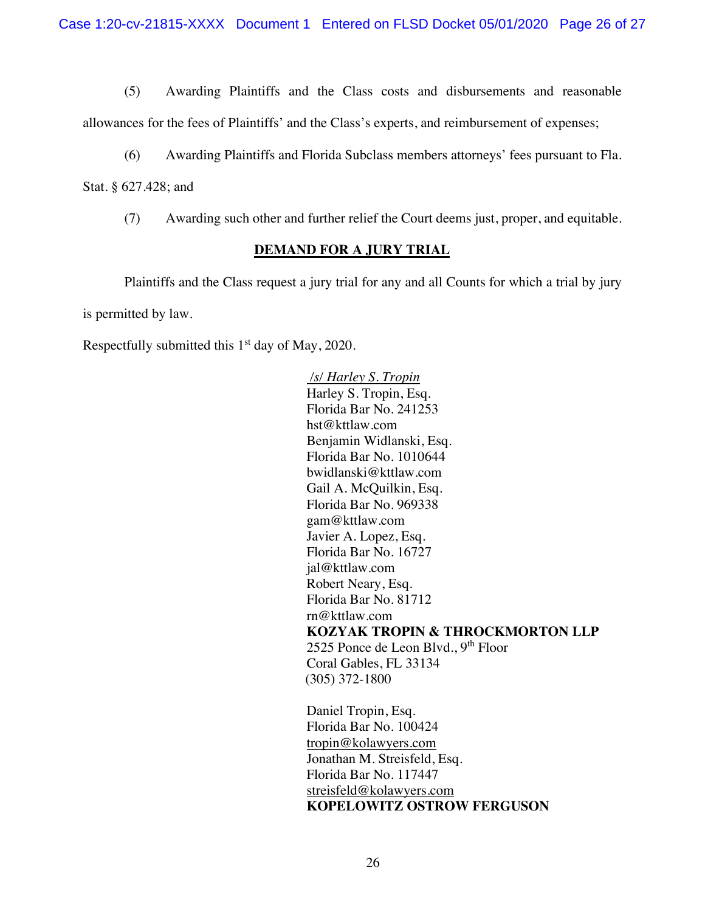(5) Awarding Plaintiffs and the Class costs and disbursements and reasonable allowances for the fees of Plaintiffs' and the Class's experts, and reimbursement of expenses;

(6) Awarding Plaintiffs and Florida Subclass members attorneys' fees pursuant to Fla. Stat. § 627.428; and

(7) Awarding such other and further relief the Court deems just, proper, and equitable.

**DEMAND FOR A JURY TRIAL**

Plaintiffs and the Class request a jury trial for any and all Counts for which a trial by jury is permitted by law.

Respectfully submitted this 1st day of May, 2020.

*/s/ Harley S. Tropin*
Harley S. Tropin, Esq.
Florida Bar No. 241253
hst@kttlaw.com
Benjamin Widlanski, Esq.
Florida Bar No. 1010644
bwidlanski@kttlaw.com
Gail A. McQuilkin, Esq.
Florida Bar No. 969338
gam@kttlaw.com
Javier A. Lopez, Esq.
Florida Bar No. 16727
jal@kttlaw.com
Robert Neary, Esq.
Florida Bar No. 81712
rn@kttlaw.com
**KOZYAK TROPIN & THROCKMORTON LLP**
2525 Ponce de Leon Blvd., 9th Floor
Coral Gables, FL 33134
(305) 372-1800

Daniel Tropin, Esq.
Florida Bar No. 100424
tropin@kolawyers.com
Jonathan M. Streisfeld, Esq.
Florida Bar No. 117447
streisfeld@kolawyers.com
**KOPELOWITZ OSTROW FERGUSON**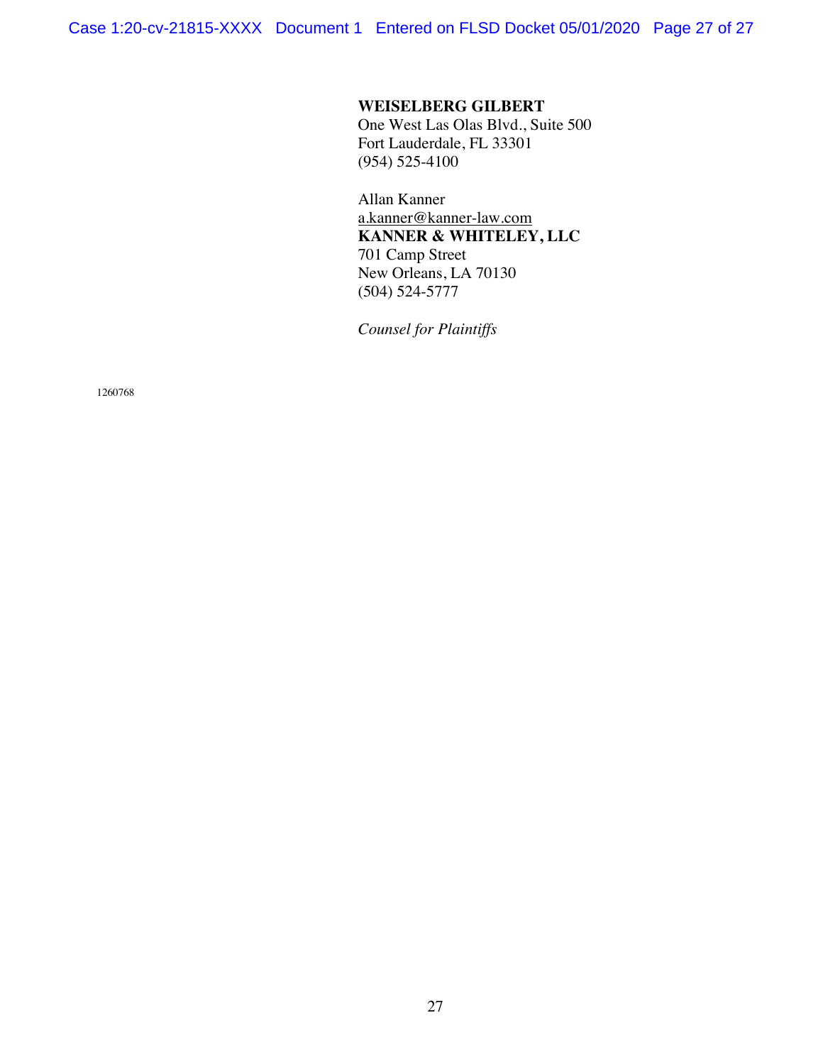**WEISELBERG GILBERT**
One West Las Olas Blvd., Suite 500
Fort Lauderdale, FL 33301
(954) 525-4100

Allan Kanner
a.kanner@kanner-law.com
**KANNER & WHITELEY, LLC**
701 Camp Street
New Orleans, LA 70130
(504) 524-5777

*Counsel for Plaintiffs*

1260768